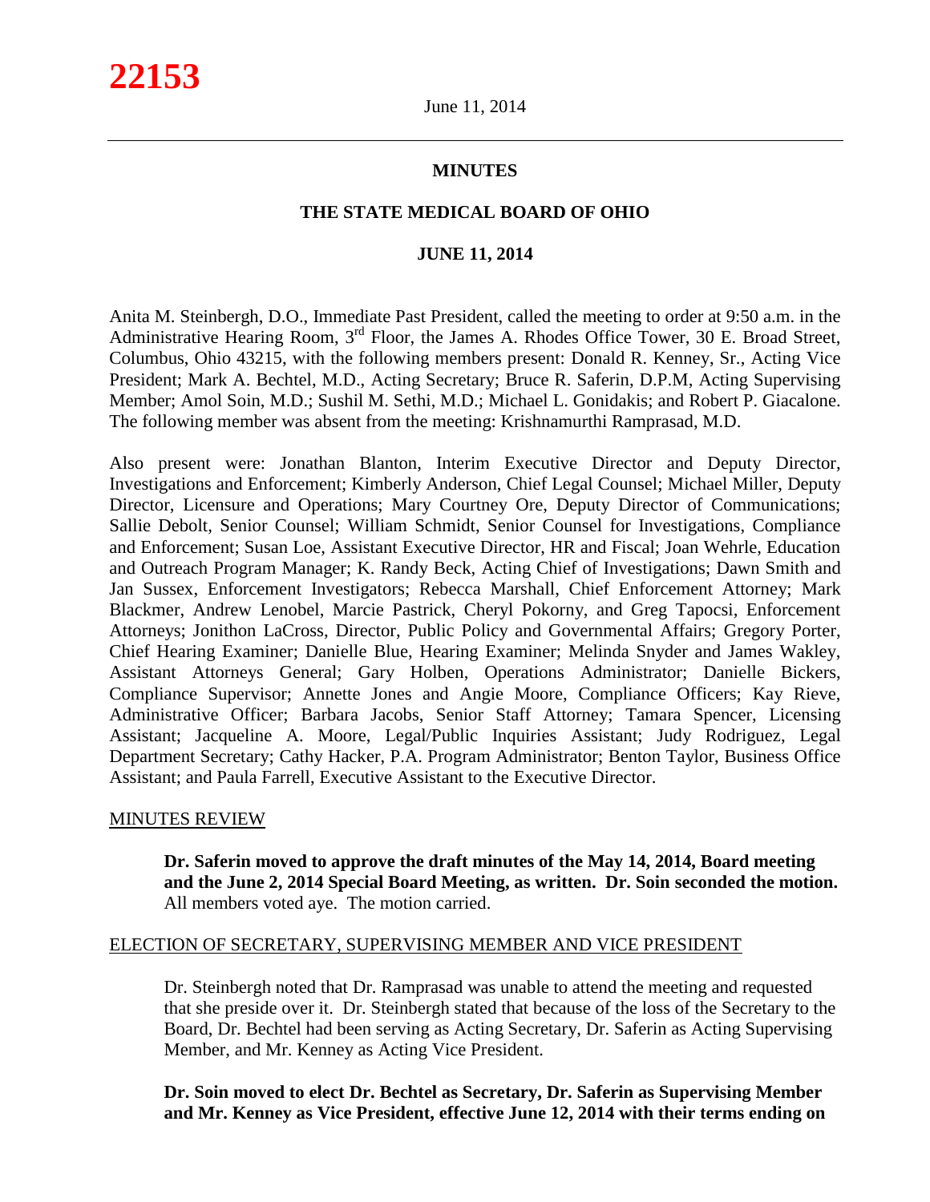**22153**

June 11, 2014

## MINUTES

## THE STATE MEDICAL BOARD OF OHIO

## JUNE 11, 2014

Anita M. Steinbergh, D.O., Immediate Past President, called the meeting to order at 9:50 a.m. in the Administrative Hearing Room, 3rd Floor, the James A. Rhodes Office Tower, 30 E. Broad Street, Columbus, Ohio 43215, with the following members present: Donald R. Kenney, Sr., Acting Vice President; Mark A. Bechtel, M.D., Acting Secretary; Bruce R. Saferin, D.P.M, Acting Supervising Member; Amol Soin, M.D.; Sushil M. Sethi, M.D.; Michael L. Gonidakis; and Robert P. Giacalone. The following member was absent from the meeting: Krishnamurthi Ramprasad, M.D.

Also present were: Jonathan Blanton, Interim Executive Director and Deputy Director, Investigations and Enforcement; Kimberly Anderson, Chief Legal Counsel; Michael Miller, Deputy Director, Licensure and Operations; Mary Courtney Ore, Deputy Director of Communications; Sallie Debolt, Senior Counsel; William Schmidt, Senior Counsel for Investigations, Compliance and Enforcement; Susan Loe, Assistant Executive Director, HR and Fiscal; Joan Wehrle, Education and Outreach Program Manager; K. Randy Beck, Acting Chief of Investigations; Dawn Smith and Jan Sussex, Enforcement Investigators; Rebecca Marshall, Chief Enforcement Attorney; Mark Blackmer, Andrew Lenobel, Marcie Pastrick, Cheryl Pokorny, and Greg Tapocsi, Enforcement Attorneys; Jonithon LaCross, Director, Public Policy and Governmental Affairs; Gregory Porter, Chief Hearing Examiner; Danielle Blue, Hearing Examiner; Melinda Snyder and James Wakley, Assistant Attorneys General; Gary Holben, Operations Administrator; Danielle Bickers, Compliance Supervisor; Annette Jones and Angie Moore, Compliance Officers; Kay Rieve, Administrative Officer; Barbara Jacobs, Senior Staff Attorney; Tamara Spencer, Licensing Assistant; Jacqueline A. Moore, Legal/Public Inquiries Assistant; Judy Rodriguez, Legal Department Secretary; Cathy Hacker, P.A. Program Administrator; Benton Taylor, Business Office Assistant; and Paula Farrell, Executive Assistant to the Executive Director.

### MINUTES REVIEW

**Dr. Saferin moved to approve the draft minutes of the May 14, 2014, Board meeting and the June 2, 2014 Special Board Meeting, as written. Dr. Soin seconded the motion.** All members voted aye. The motion carried.

### ELECTION OF SECRETARY, SUPERVISING MEMBER AND VICE PRESIDENT

Dr. Steinbergh noted that Dr. Ramprasad was unable to attend the meeting and requested that she preside over it. Dr. Steinbergh stated that because of the loss of the Secretary to the Board, Dr. Bechtel had been serving as Acting Secretary, Dr. Saferin as Acting Supervising Member, and Mr. Kenney as Acting Vice President.

**Dr. Soin moved to elect Dr. Bechtel as Secretary, Dr. Saferin as Supervising Member and Mr. Kenney as Vice President, effective June 12, 2014 with their terms ending on**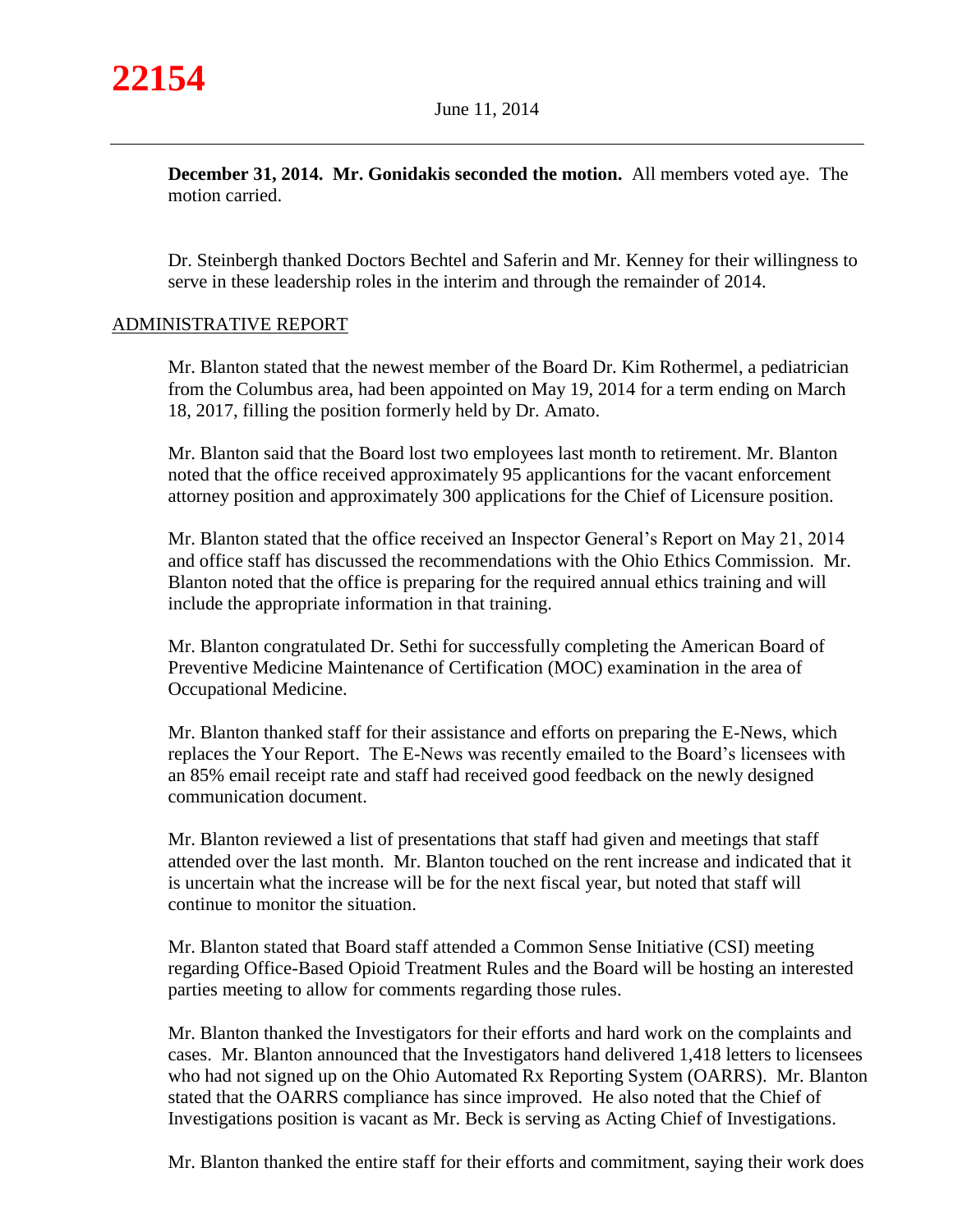**December 31, 2014. Mr. Gonidakis seconded the motion.** All members voted aye. The motion carried.

Dr. Steinbergh thanked Doctors Bechtel and Saferin and Mr. Kenney for their willingness to serve in these leadership roles in the interim and through the remainder of 2014.

ADMINISTRATIVE REPORT

Mr. Blanton stated that the newest member of the Board Dr. Kim Rothermel, a pediatrician from the Columbus area, had been appointed on May 19, 2014 for a term ending on March 18, 2017, filling the position formerly held by Dr. Amato.

Mr. Blanton said that the Board lost two employees last month to retirement. Mr. Blanton noted that the office received approximately 95 applicantions for the vacant enforcement attorney position and approximately 300 applications for the Chief of Licensure position.

Mr. Blanton stated that the office received an Inspector General's Report on May 21, 2014 and office staff has discussed the recommendations with the Ohio Ethics Commission. Mr. Blanton noted that the office is preparing for the required annual ethics training and will include the appropriate information in that training.

Mr. Blanton congratulated Dr. Sethi for successfully completing the American Board of Preventive Medicine Maintenance of Certification (MOC) examination in the area of Occupational Medicine.

Mr. Blanton thanked staff for their assistance and efforts on preparing the E-News, which replaces the Your Report. The E-News was recently emailed to the Board's licensees with an 85% email receipt rate and staff had received good feedback on the newly designed communication document.

Mr. Blanton reviewed a list of presentations that staff had given and meetings that staff attended over the last month. Mr. Blanton touched on the rent increase and indicated that it is uncertain what the increase will be for the next fiscal year, but noted that staff will continue to monitor the situation.

Mr. Blanton stated that Board staff attended a Common Sense Initiative (CSI) meeting regarding Office-Based Opioid Treatment Rules and the Board will be hosting an interested parties meeting to allow for comments regarding those rules.

Mr. Blanton thanked the Investigators for their efforts and hard work on the complaints and cases. Mr. Blanton announced that the Investigators hand delivered 1,418 letters to licensees who had not signed up on the Ohio Automated Rx Reporting System (OARRS). Mr. Blanton stated that the OARRS compliance has since improved. He also noted that the Chief of Investigations position is vacant as Mr. Beck is serving as Acting Chief of Investigations.

Mr. Blanton thanked the entire staff for their efforts and commitment, saying their work does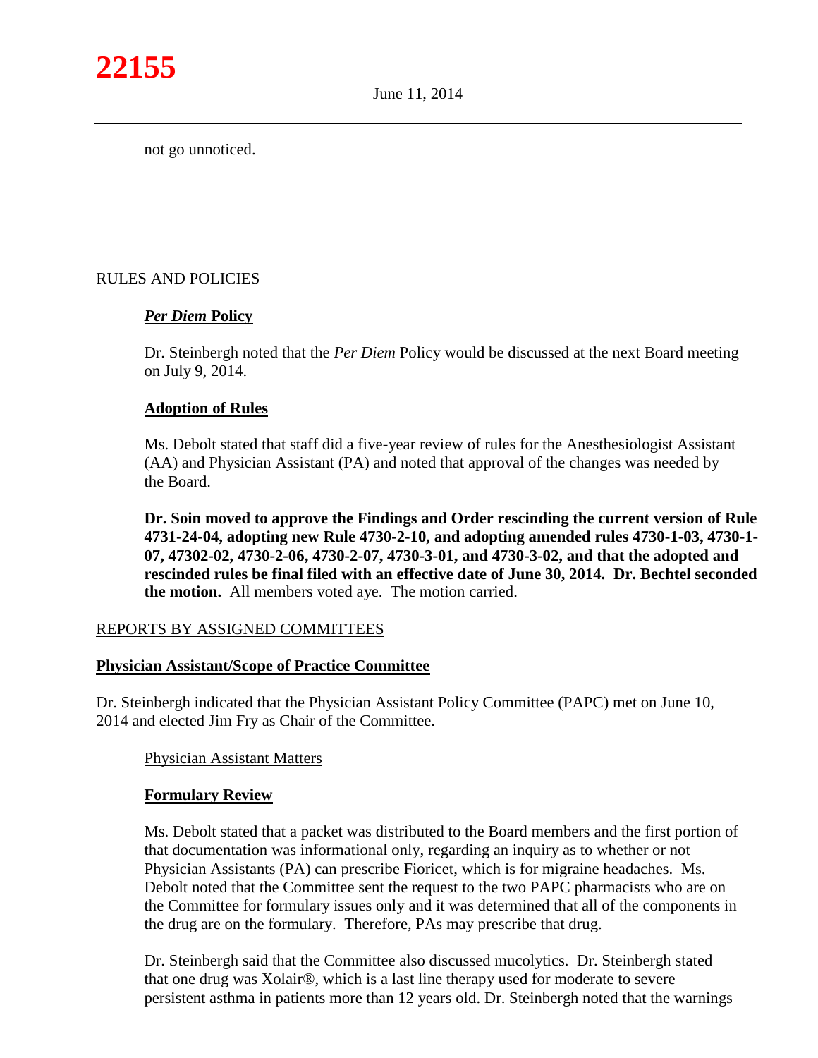not go unnoticed.

RULES AND POLICIES

## ***Per Diem* Policy**

Dr. Steinbergh noted that the *Per Diem* Policy would be discussed at the next Board meeting on July 9, 2014.

## **Adoption of Rules**

Ms. Debolt stated that staff did a five-year review of rules for the Anesthesiologist Assistant (AA) and Physician Assistant (PA) and noted that approval of the changes was needed by the Board.

**Dr. Soin moved to approve the Findings and Order rescinding the current version of Rule 4731-24-04, adopting new Rule 4730-2-10, and adopting amended rules 4730-1-03, 4730-1-07, 47302-02, 4730-2-06, 4730-2-07, 4730-3-01, and 4730-3-02, and that the adopted and rescinded rules be final filed with an effective date of June 30, 2014. Dr. Bechtel seconded the motion.** All members voted aye. The motion carried.

REPORTS BY ASSIGNED COMMITTEES

## **Physician Assistant/Scope of Practice Committee**

Dr. Steinbergh indicated that the Physician Assistant Policy Committee (PAPC) met on June 10, 2014 and elected Jim Fry as Chair of the Committee.

Physician Assistant Matters

### **Formulary Review**

Ms. Debolt stated that a packet was distributed to the Board members and the first portion of that documentation was informational only, regarding an inquiry as to whether or not Physician Assistants (PA) can prescribe Fioricet, which is for migraine headaches. Ms. Debolt noted that the Committee sent the request to the two PAPC pharmacists who are on the Committee for formulary issues only and it was determined that all of the components in the drug are on the formulary. Therefore, PAs may prescribe that drug.

Dr. Steinbergh said that the Committee also discussed mucolytics. Dr. Steinbergh stated that one drug was Xolair®, which is a last line therapy used for moderate to severe persistent asthma in patients more than 12 years old. Dr. Steinbergh noted that the warnings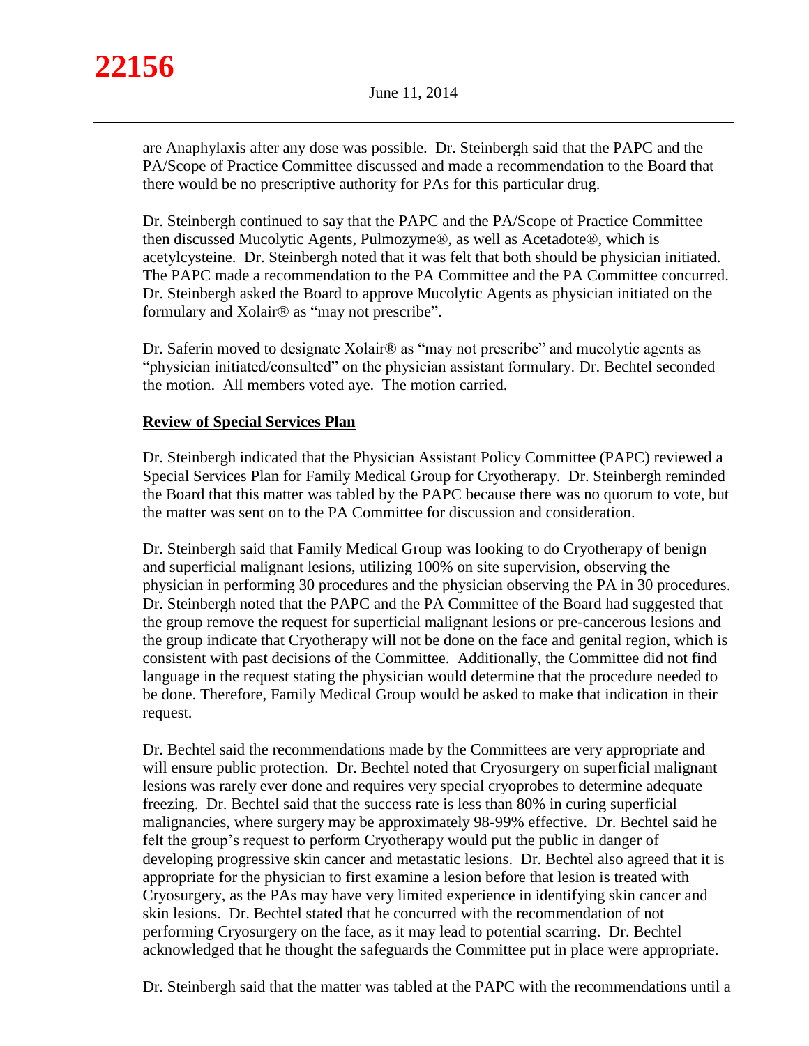are Anaphylaxis after any dose was possible. Dr. Steinbergh said that the PAPC and the PA/Scope of Practice Committee discussed and made a recommendation to the Board that there would be no prescriptive authority for PAs for this particular drug.

Dr. Steinbergh continued to say that the PAPC and the PA/Scope of Practice Committee then discussed Mucolytic Agents, Pulmozyme®, as well as Acetadote®, which is acetylcysteine. Dr. Steinbergh noted that it was felt that both should be physician initiated. The PAPC made a recommendation to the PA Committee and the PA Committee concurred. Dr. Steinbergh asked the Board to approve Mucolytic Agents as physician initiated on the formulary and Xolair® as "may not prescribe".

Dr. Saferin moved to designate Xolair® as "may not prescribe" and mucolytic agents as "physician initiated/consulted" on the physician assistant formulary. Dr. Bechtel seconded the motion. All members voted aye. The motion carried.

**Review of Special Services Plan**

Dr. Steinbergh indicated that the Physician Assistant Policy Committee (PAPC) reviewed a Special Services Plan for Family Medical Group for Cryotherapy. Dr. Steinbergh reminded the Board that this matter was tabled by the PAPC because there was no quorum to vote, but the matter was sent on to the PA Committee for discussion and consideration.

Dr. Steinbergh said that Family Medical Group was looking to do Cryotherapy of benign and superficial malignant lesions, utilizing 100% on site supervision, observing the physician in performing 30 procedures and the physician observing the PA in 30 procedures. Dr. Steinbergh noted that the PAPC and the PA Committee of the Board had suggested that the group remove the request for superficial malignant lesions or pre-cancerous lesions and the group indicate that Cryotherapy will not be done on the face and genital region, which is consistent with past decisions of the Committee. Additionally, the Committee did not find language in the request stating the physician would determine that the procedure needed to be done. Therefore, Family Medical Group would be asked to make that indication in their request.

Dr. Bechtel said the recommendations made by the Committees are very appropriate and will ensure public protection. Dr. Bechtel noted that Cryosurgery on superficial malignant lesions was rarely ever done and requires very special cryoprobes to determine adequate freezing. Dr. Bechtel said that the success rate is less than 80% in curing superficial malignancies, where surgery may be approximately 98-99% effective. Dr. Bechtel said he felt the group's request to perform Cryotherapy would put the public in danger of developing progressive skin cancer and metastatic lesions. Dr. Bechtel also agreed that it is appropriate for the physician to first examine a lesion before that lesion is treated with Cryosurgery, as the PAs may have very limited experience in identifying skin cancer and skin lesions. Dr. Bechtel stated that he concurred with the recommendation of not performing Cryosurgery on the face, as it may lead to potential scarring. Dr. Bechtel acknowledged that he thought the safeguards the Committee put in place were appropriate.

Dr. Steinbergh said that the matter was tabled at the PAPC with the recommendations until a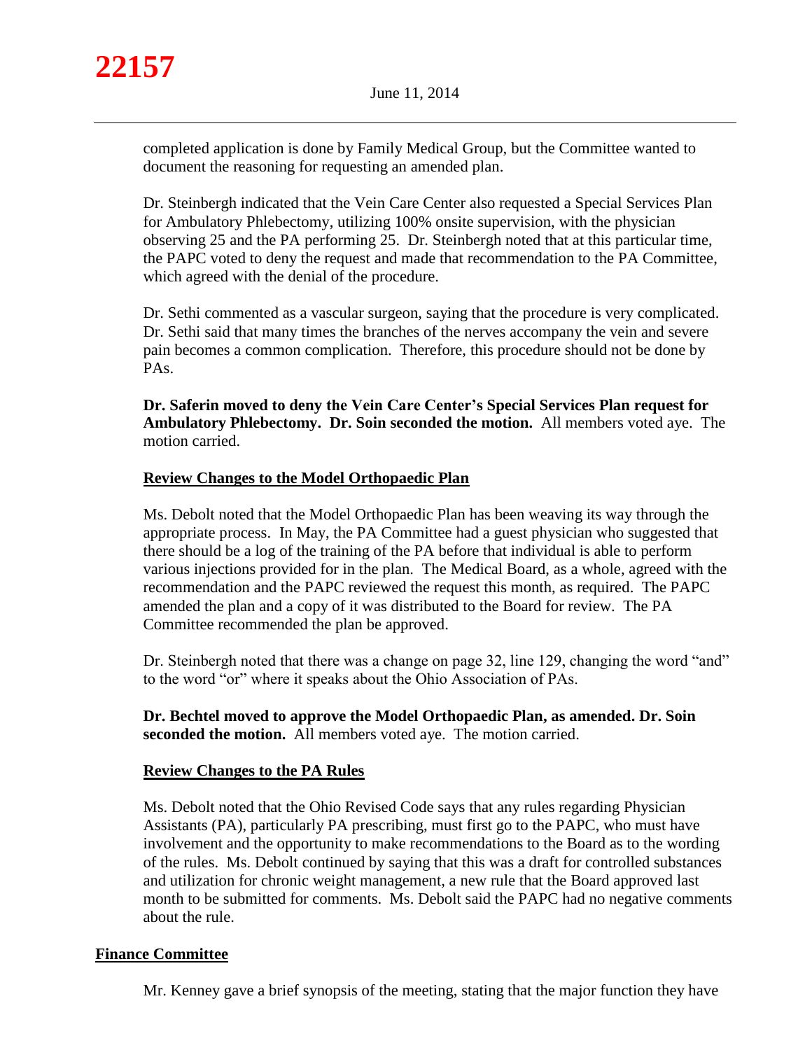completed application is done by Family Medical Group, but the Committee wanted to document the reasoning for requesting an amended plan.

Dr. Steinbergh indicated that the Vein Care Center also requested a Special Services Plan for Ambulatory Phlebectomy, utilizing 100% onsite supervision, with the physician observing 25 and the PA performing 25. Dr. Steinbergh noted that at this particular time, the PAPC voted to deny the request and made that recommendation to the PA Committee, which agreed with the denial of the procedure.

Dr. Sethi commented as a vascular surgeon, saying that the procedure is very complicated. Dr. Sethi said that many times the branches of the nerves accompany the vein and severe pain becomes a common complication. Therefore, this procedure should not be done by PAs.

**Dr. Saferin moved to deny the Vein Care Center's Special Services Plan request for Ambulatory Phlebectomy. Dr. Soin seconded the motion.** All members voted aye. The motion carried.

**Review Changes to the Model Orthopaedic Plan**

Ms. Debolt noted that the Model Orthopaedic Plan has been weaving its way through the appropriate process. In May, the PA Committee had a guest physician who suggested that there should be a log of the training of the PA before that individual is able to perform various injections provided for in the plan. The Medical Board, as a whole, agreed with the recommendation and the PAPC reviewed the request this month, as required. The PAPC amended the plan and a copy of it was distributed to the Board for review. The PA Committee recommended the plan be approved.

Dr. Steinbergh noted that there was a change on page 32, line 129, changing the word "and" to the word "or" where it speaks about the Ohio Association of PAs.

**Dr. Bechtel moved to approve the Model Orthopaedic Plan, as amended. Dr. Soin seconded the motion.** All members voted aye. The motion carried.

**Review Changes to the PA Rules**

Ms. Debolt noted that the Ohio Revised Code says that any rules regarding Physician Assistants (PA), particularly PA prescribing, must first go to the PAPC, who must have involvement and the opportunity to make recommendations to the Board as to the wording of the rules. Ms. Debolt continued by saying that this was a draft for controlled substances and utilization for chronic weight management, a new rule that the Board approved last month to be submitted for comments. Ms. Debolt said the PAPC had no negative comments about the rule.

**Finance Committee**

Mr. Kenney gave a brief synopsis of the meeting, stating that the major function they have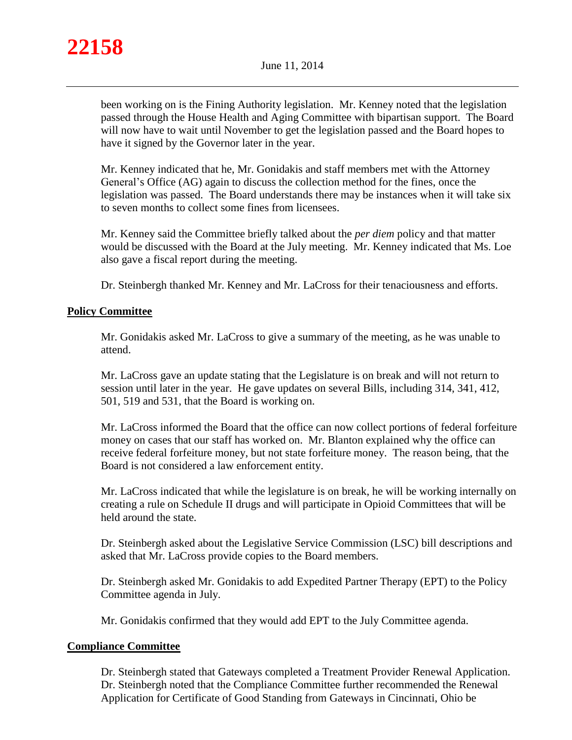been working on is the Fining Authority legislation. Mr. Kenney noted that the legislation passed through the House Health and Aging Committee with bipartisan support. The Board will now have to wait until November to get the legislation passed and the Board hopes to have it signed by the Governor later in the year.

Mr. Kenney indicated that he, Mr. Gonidakis and staff members met with the Attorney General's Office (AG) again to discuss the collection method for the fines, once the legislation was passed. The Board understands there may be instances when it will take six to seven months to collect some fines from licensees.

Mr. Kenney said the Committee briefly talked about the *per diem* policy and that matter would be discussed with the Board at the July meeting. Mr. Kenney indicated that Ms. Loe also gave a fiscal report during the meeting.

Dr. Steinbergh thanked Mr. Kenney and Mr. LaCross for their tenaciousness and efforts.

## Policy Committee

Mr. Gonidakis asked Mr. LaCross to give a summary of the meeting, as he was unable to attend.

Mr. LaCross gave an update stating that the Legislature is on break and will not return to session until later in the year. He gave updates on several Bills, including 314, 341, 412, 501, 519 and 531, that the Board is working on.

Mr. LaCross informed the Board that the office can now collect portions of federal forfeiture money on cases that our staff has worked on. Mr. Blanton explained why the office can receive federal forfeiture money, but not state forfeiture money. The reason being, that the Board is not considered a law enforcement entity.

Mr. LaCross indicated that while the legislature is on break, he will be working internally on creating a rule on Schedule II drugs and will participate in Opioid Committees that will be held around the state.

Dr. Steinbergh asked about the Legislative Service Commission (LSC) bill descriptions and asked that Mr. LaCross provide copies to the Board members.

Dr. Steinbergh asked Mr. Gonidakis to add Expedited Partner Therapy (EPT) to the Policy Committee agenda in July.

Mr. Gonidakis confirmed that they would add EPT to the July Committee agenda.

## Compliance Committee

Dr. Steinbergh stated that Gateways completed a Treatment Provider Renewal Application. Dr. Steinbergh noted that the Compliance Committee further recommended the Renewal Application for Certificate of Good Standing from Gateways in Cincinnati, Ohio be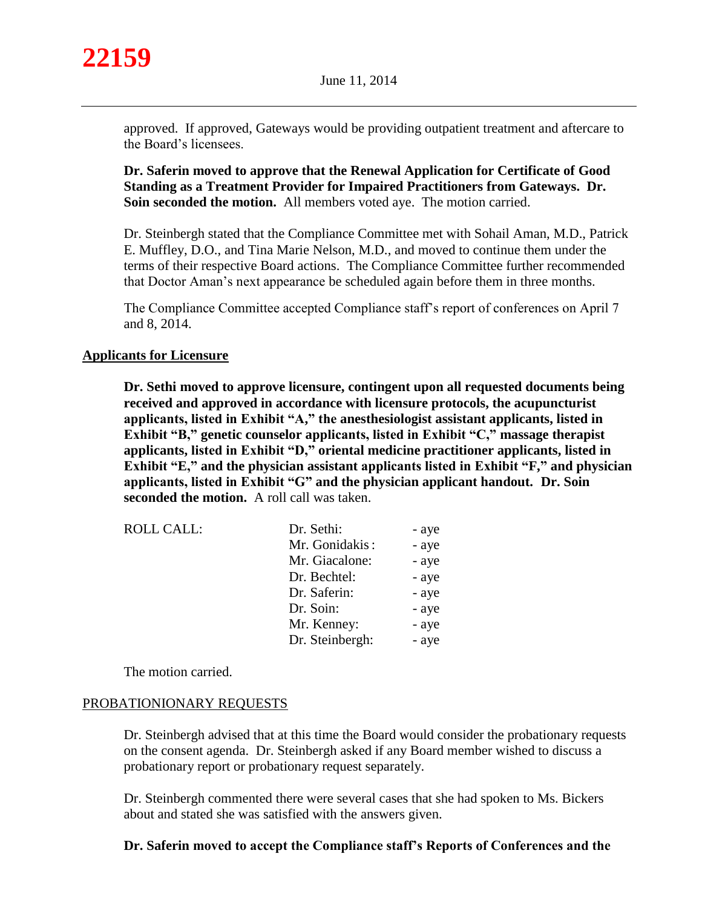approved. If approved, Gateways would be providing outpatient treatment and aftercare to the Board's licensees.

**Dr. Saferin moved to approve that the Renewal Application for Certificate of Good Standing as a Treatment Provider for Impaired Practitioners from Gateways. Dr. Soin seconded the motion.** All members voted aye. The motion carried.

Dr. Steinbergh stated that the Compliance Committee met with Sohail Aman, M.D., Patrick E. Muffley, D.O., and Tina Marie Nelson, M.D., and moved to continue them under the terms of their respective Board actions. The Compliance Committee further recommended that Doctor Aman's next appearance be scheduled again before them in three months.

The Compliance Committee accepted Compliance staff's report of conferences on April 7 and 8, 2014.

**Applicants for Licensure**

**Dr. Sethi moved to approve licensure, contingent upon all requested documents being received and approved in accordance with licensure protocols, the acupuncturist applicants, listed in Exhibit "A," the anesthesiologist assistant applicants, listed in Exhibit "B," genetic counselor applicants, listed in Exhibit "C," massage therapist applicants, listed in Exhibit "D," oriental medicine practitioner applicants, listed in Exhibit "E," and the physician assistant applicants listed in Exhibit "F," and physician applicants, listed in Exhibit "G" and the physician applicant handout. Dr. Soin seconded the motion.** A roll call was taken.

| ROLL CALL: | | |
|---|---|---|
| | Dr. Sethi: | - aye |
| | Mr. Gonidakis: | - aye |
| | Mr. Giacalone: | - aye |
| | Dr. Bechtel: | - aye |
| | Dr. Saferin: | - aye |
| | Dr. Soin: | - aye |
| | Mr. Kenney: | - aye |
| | Dr. Steinbergh: | - aye |

The motion carried.

PROBATIONIONARY REQUESTS

Dr. Steinbergh advised that at this time the Board would consider the probationary requests on the consent agenda. Dr. Steinbergh asked if any Board member wished to discuss a probationary report or probationary request separately.

Dr. Steinbergh commented there were several cases that she had spoken to Ms. Bickers about and stated she was satisfied with the answers given.

**Dr. Saferin moved to accept the Compliance staff's Reports of Conferences and the**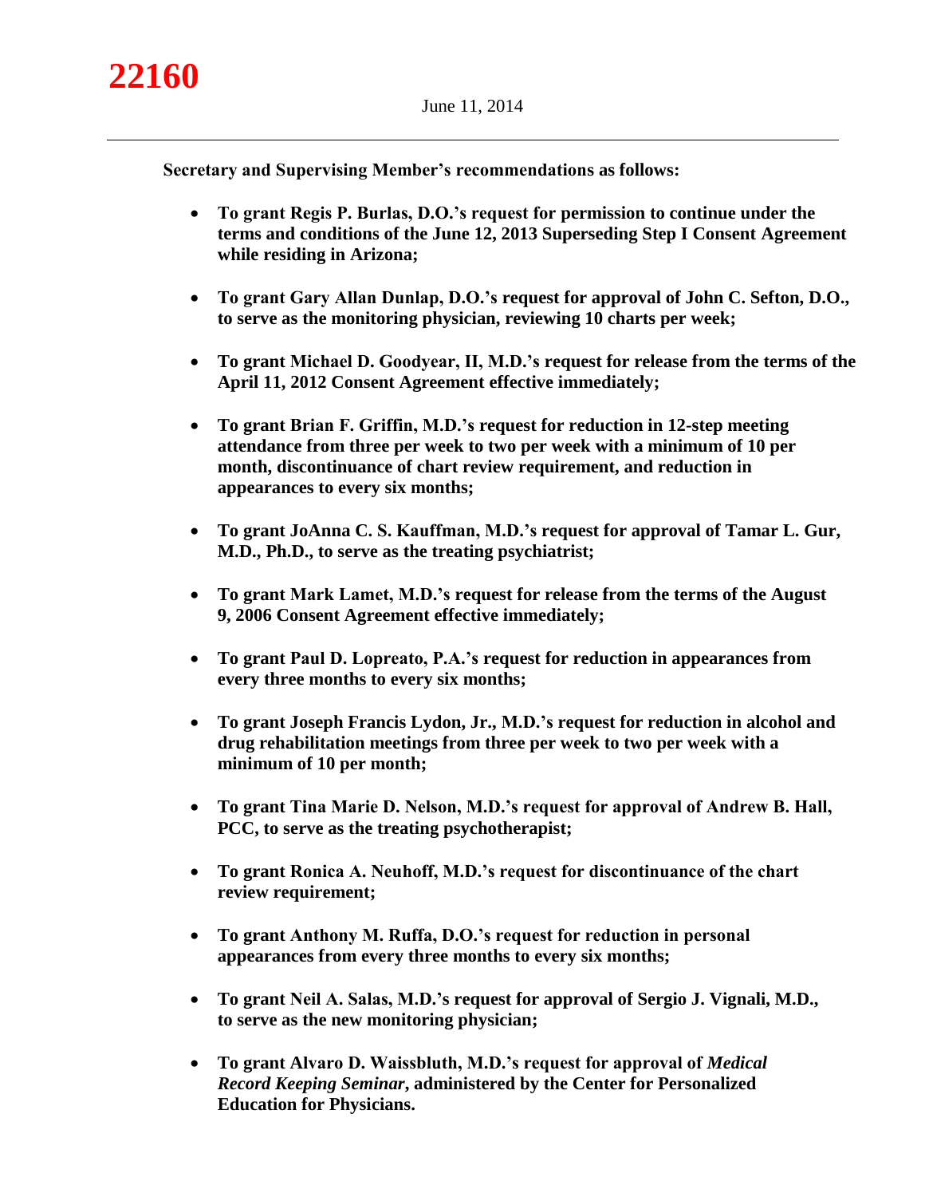**Secretary and Supervising Member's recommendations as follows:**

- **To grant Regis P. Burlas, D.O.'s request for permission to continue under the terms and conditions of the June 12, 2013 Superseding Step I Consent Agreement while residing in Arizona;**

- **To grant Gary Allan Dunlap, D.O.'s request for approval of John C. Sefton, D.O., to serve as the monitoring physician, reviewing 10 charts per week;**

- **To grant Michael D. Goodyear, II, M.D.'s request for release from the terms of the April 11, 2012 Consent Agreement effective immediately;**

- **To grant Brian F. Griffin, M.D.'s request for reduction in 12-step meeting attendance from three per week to two per week with a minimum of 10 per month, discontinuance of chart review requirement, and reduction in appearances to every six months;**

- **To grant JoAnna C. S. Kauffman, M.D.'s request for approval of Tamar L. Gur, M.D., Ph.D., to serve as the treating psychiatrist;**

- **To grant Mark Lamet, M.D.'s request for release from the terms of the August 9, 2006 Consent Agreement effective immediately;**

- **To grant Paul D. Lopreato, P.A.'s request for reduction in appearances from every three months to every six months;**

- **To grant Joseph Francis Lydon, Jr., M.D.'s request for reduction in alcohol and drug rehabilitation meetings from three per week to two per week with a minimum of 10 per month;**

- **To grant Tina Marie D. Nelson, M.D.'s request for approval of Andrew B. Hall, PCC, to serve as the treating psychotherapist;**

- **To grant Ronica A. Neuhoff, M.D.'s request for discontinuance of the chart review requirement;**

- **To grant Anthony M. Ruffa, D.O.'s request for reduction in personal appearances from every three months to every six months;**

- **To grant Neil A. Salas, M.D.'s request for approval of Sergio J. Vignali, M.D., to serve as the new monitoring physician;**

- **To grant Alvaro D. Waissbluth, M.D.'s request for approval of *Medical Record Keeping Seminar*, administered by the Center for Personalized Education for Physicians.**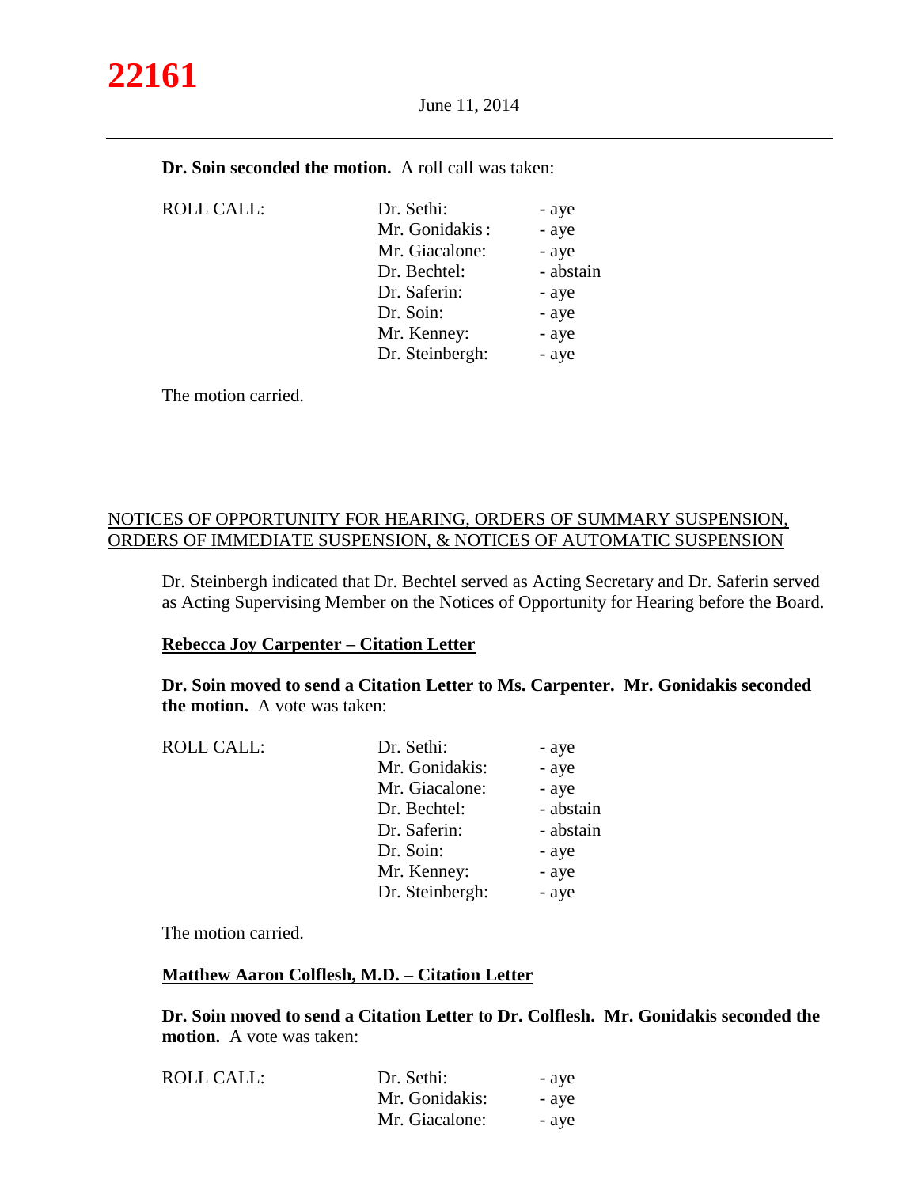**Dr. Soin seconded the motion.** A roll call was taken:

| ROLL CALL: | Dr. Sethi: | - aye |
|---|---|---|
| | Mr. Gonidakis : | - aye |
| | Mr. Giacalone: | - aye |
| | Dr. Bechtel: | - abstain |
| | Dr. Saferin: | - aye |
| | Dr. Soin: | - aye |
| | Mr. Kenney: | - aye |
| | Dr. Steinbergh: | - aye |

The motion carried.

## NOTICES OF OPPORTUNITY FOR HEARING, ORDERS OF SUMMARY SUSPENSION, ORDERS OF IMMEDIATE SUSPENSION, & NOTICES OF AUTOMATIC SUSPENSION

Dr. Steinbergh indicated that Dr. Bechtel served as Acting Secretary and Dr. Saferin served as Acting Supervising Member on the Notices of Opportunity for Hearing before the Board.

### Rebecca Joy Carpenter – Citation Letter

**Dr. Soin moved to send a Citation Letter to Ms. Carpenter. Mr. Gonidakis seconded the motion.** A vote was taken:

| ROLL CALL: | Dr. Sethi: | - aye |
|---|---|---|
| | Mr. Gonidakis: | - aye |
| | Mr. Giacalone: | - aye |
| | Dr. Bechtel: | - abstain |
| | Dr. Saferin: | - abstain |
| | Dr. Soin: | - aye |
| | Mr. Kenney: | - aye |
| | Dr. Steinbergh: | - aye |

The motion carried.

### Matthew Aaron Colflesh, M.D. – Citation Letter

**Dr. Soin moved to send a Citation Letter to Dr. Colflesh. Mr. Gonidakis seconded the motion.** A vote was taken:

| ROLL CALL: | Dr. Sethi: | - aye |
|---|---|---|
| | Mr. Gonidakis: | - aye |
| | Mr. Giacalone: | - aye |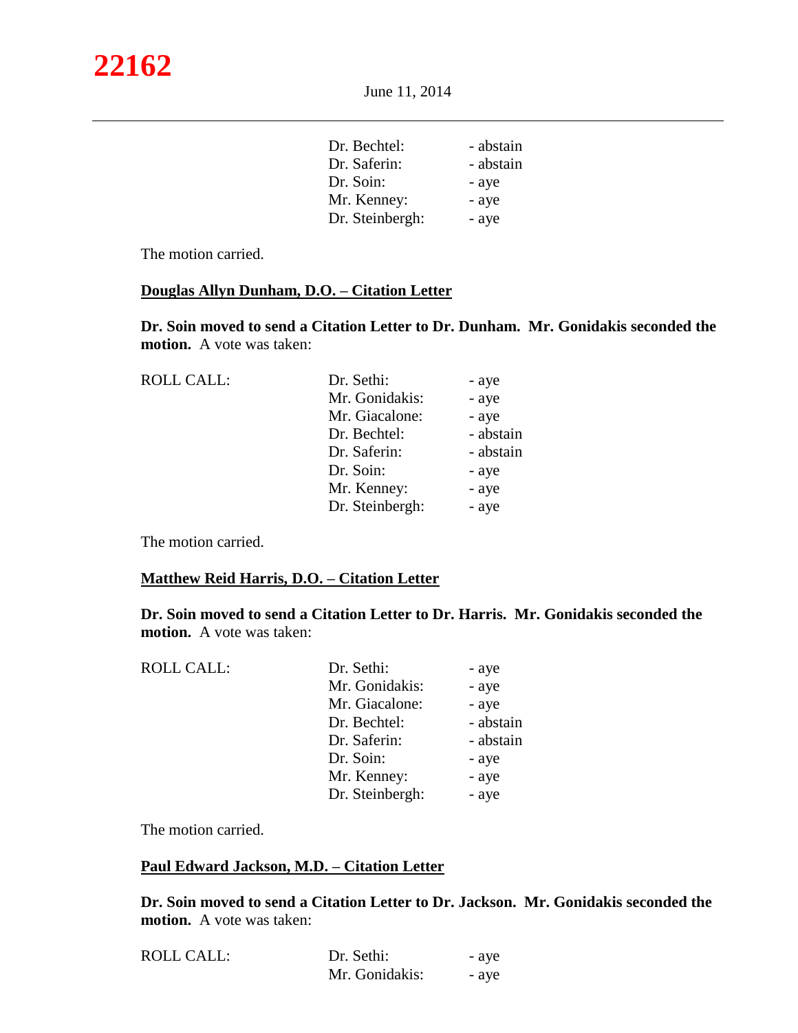| | | |
|---|---|---|
| | Dr. Bechtel: | - abstain |
| | Dr. Saferin: | - abstain |
| | Dr. Soin: | - aye |
| | Mr. Kenney: | - aye |
| | Dr. Steinbergh: | - aye |

The motion carried.

**Douglas Allyn Dunham, D.O. – Citation Letter**

**Dr. Soin moved to send a Citation Letter to Dr. Dunham. Mr. Gonidakis seconded the motion.** A vote was taken:

| | | |
|---|---|---|
| ROLL CALL: | Dr. Sethi: | - aye |
| | Mr. Gonidakis: | - aye |
| | Mr. Giacalone: | - aye |
| | Dr. Bechtel: | - abstain |
| | Dr. Saferin: | - abstain |
| | Dr. Soin: | - aye |
| | Mr. Kenney: | - aye |
| | Dr. Steinbergh: | - aye |

The motion carried.

**Matthew Reid Harris, D.O. – Citation Letter**

**Dr. Soin moved to send a Citation Letter to Dr. Harris. Mr. Gonidakis seconded the motion.** A vote was taken:

| | | |
|---|---|---|
| ROLL CALL: | Dr. Sethi: | - aye |
| | Mr. Gonidakis: | - aye |
| | Mr. Giacalone: | - aye |
| | Dr. Bechtel: | - abstain |
| | Dr. Saferin: | - abstain |
| | Dr. Soin: | - aye |
| | Mr. Kenney: | - aye |
| | Dr. Steinbergh: | - aye |

The motion carried.

**Paul Edward Jackson, M.D. – Citation Letter**

**Dr. Soin moved to send a Citation Letter to Dr. Jackson. Mr. Gonidakis seconded the motion.** A vote was taken:

| | | |
|---|---|---|
| ROLL CALL: | Dr. Sethi: | - aye |
| | Mr. Gonidakis: | - aye |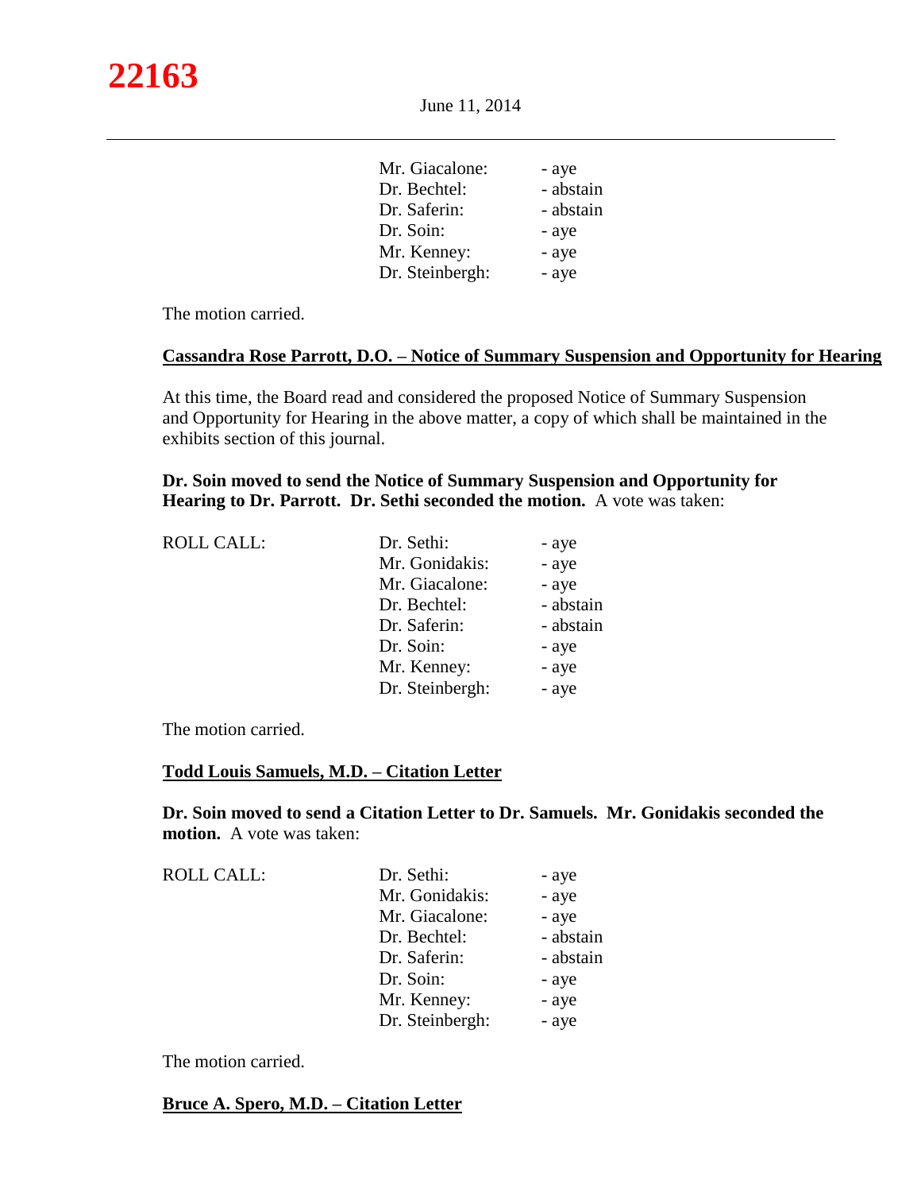| | | |
|---|---|---|
| | Mr. Giacalone: | - aye |
| | Dr. Bechtel: | - abstain |
| | Dr. Saferin: | - abstain |
| | Dr. Soin: | - aye |
| | Mr. Kenney: | - aye |
| | Dr. Steinbergh: | - aye |

The motion carried.

**Cassandra Rose Parrott, D.O. – Notice of Summary Suspension and Opportunity for Hearing**

At this time, the Board read and considered the proposed Notice of Summary Suspension and Opportunity for Hearing in the above matter, a copy of which shall be maintained in the exhibits section of this journal.

**Dr. Soin moved to send the Notice of Summary Suspension and Opportunity for Hearing to Dr. Parrott. Dr. Sethi seconded the motion.** A vote was taken:

| | | |
|---|---|---|
| ROLL CALL: | Dr. Sethi: | - aye |
| | Mr. Gonidakis: | - aye |
| | Mr. Giacalone: | - aye |
| | Dr. Bechtel: | - abstain |
| | Dr. Saferin: | - abstain |
| | Dr. Soin: | - aye |
| | Mr. Kenney: | - aye |
| | Dr. Steinbergh: | - aye |

The motion carried.

**Todd Louis Samuels, M.D. – Citation Letter**

**Dr. Soin moved to send a Citation Letter to Dr. Samuels. Mr. Gonidakis seconded the motion.** A vote was taken:

| | | |
|---|---|---|
| ROLL CALL: | Dr. Sethi: | - aye |
| | Mr. Gonidakis: | - aye |
| | Mr. Giacalone: | - aye |
| | Dr. Bechtel: | - abstain |
| | Dr. Saferin: | - abstain |
| | Dr. Soin: | - aye |
| | Mr. Kenney: | - aye |
| | Dr. Steinbergh: | - aye |

The motion carried.

**Bruce A. Spero, M.D. – Citation Letter**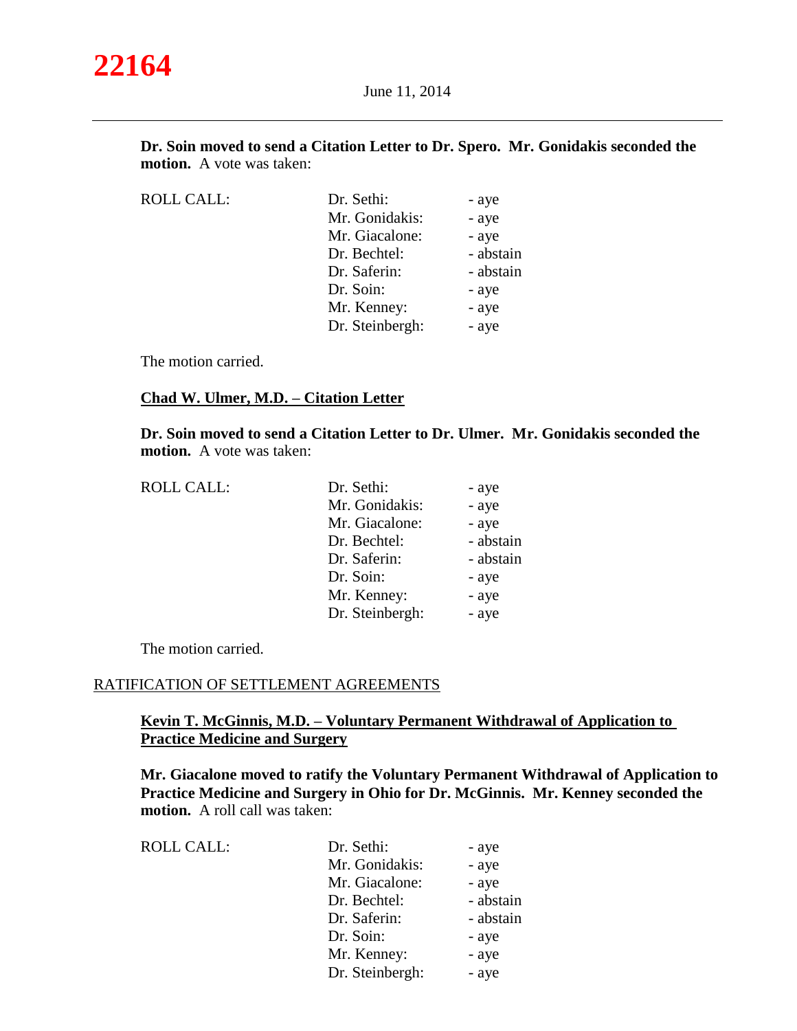**Dr. Soin moved to send a Citation Letter to Dr. Spero. Mr. Gonidakis seconded the motion.** A vote was taken:

| ROLL CALL: | | |
|---|---|---|
| | Dr. Sethi: | - aye |
| | Mr. Gonidakis: | - aye |
| | Mr. Giacalone: | - aye |
| | Dr. Bechtel: | - abstain |
| | Dr. Saferin: | - abstain |
| | Dr. Soin: | - aye |
| | Mr. Kenney: | - aye |
| | Dr. Steinbergh: | - aye |

The motion carried.

**Chad W. Ulmer, M.D. – Citation Letter**

**Dr. Soin moved to send a Citation Letter to Dr. Ulmer. Mr. Gonidakis seconded the motion.** A vote was taken:

| ROLL CALL: | | |
|---|---|---|
| | Dr. Sethi: | - aye |
| | Mr. Gonidakis: | - aye |
| | Mr. Giacalone: | - aye |
| | Dr. Bechtel: | - abstain |
| | Dr. Saferin: | - abstain |
| | Dr. Soin: | - aye |
| | Mr. Kenney: | - aye |
| | Dr. Steinbergh: | - aye |

The motion carried.

## RATIFICATION OF SETTLEMENT AGREEMENTS

**Kevin T. McGinnis, M.D. – Voluntary Permanent Withdrawal of Application to Practice Medicine and Surgery**

**Mr. Giacalone moved to ratify the Voluntary Permanent Withdrawal of Application to Practice Medicine and Surgery in Ohio for Dr. McGinnis. Mr. Kenney seconded the motion.** A roll call was taken:

| ROLL CALL: | | |
|---|---|---|
| | Dr. Sethi: | - aye |
| | Mr. Gonidakis: | - aye |
| | Mr. Giacalone: | - aye |
| | Dr. Bechtel: | - abstain |
| | Dr. Saferin: | - abstain |
| | Dr. Soin: | - aye |
| | Mr. Kenney: | - aye |
| | Dr. Steinbergh: | - aye |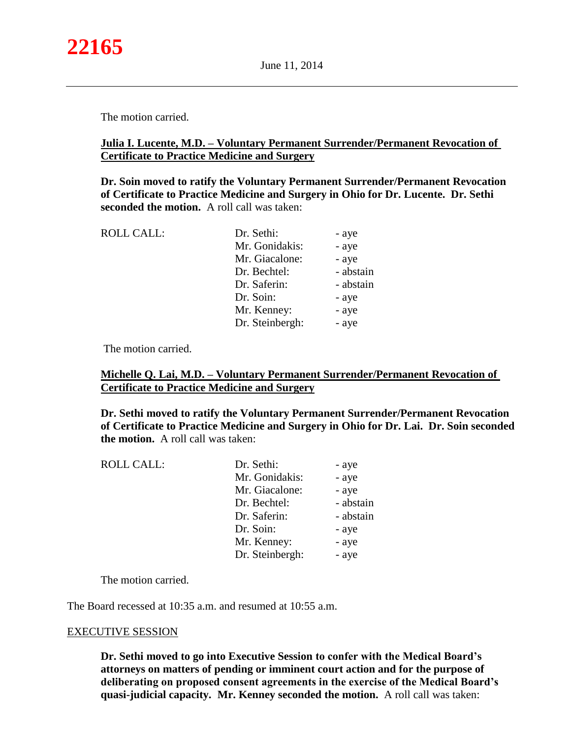The motion carried.

**Julia I. Lucente, M.D. – Voluntary Permanent Surrender/Permanent Revocation of Certificate to Practice Medicine and Surgery**

**Dr. Soin moved to ratify the Voluntary Permanent Surrender/Permanent Revocation of Certificate to Practice Medicine and Surgery in Ohio for Dr. Lucente. Dr. Sethi seconded the motion.** A roll call was taken:

| ROLL CALL: | Dr. Sethi: | - aye |
|---|---|---|
| | Mr. Gonidakis: | - aye |
| | Mr. Giacalone: | - aye |
| | Dr. Bechtel: | - abstain |
| | Dr. Saferin: | - abstain |
| | Dr. Soin: | - aye |
| | Mr. Kenney: | - aye |
| | Dr. Steinbergh: | - aye |

The motion carried.

**Michelle Q. Lai, M.D. – Voluntary Permanent Surrender/Permanent Revocation of Certificate to Practice Medicine and Surgery**

**Dr. Sethi moved to ratify the Voluntary Permanent Surrender/Permanent Revocation of Certificate to Practice Medicine and Surgery in Ohio for Dr. Lai. Dr. Soin seconded the motion.** A roll call was taken:

| ROLL CALL: | Dr. Sethi: | - aye |
|---|---|---|
| | Mr. Gonidakis: | - aye |
| | Mr. Giacalone: | - aye |
| | Dr. Bechtel: | - abstain |
| | Dr. Saferin: | - abstain |
| | Dr. Soin: | - aye |
| | Mr. Kenney: | - aye |
| | Dr. Steinbergh: | - aye |

The motion carried.

The Board recessed at 10:35 a.m. and resumed at 10:55 a.m.

EXECUTIVE SESSION

**Dr. Sethi moved to go into Executive Session to confer with the Medical Board's attorneys on matters of pending or imminent court action and for the purpose of deliberating on proposed consent agreements in the exercise of the Medical Board's quasi-judicial capacity. Mr. Kenney seconded the motion.** A roll call was taken: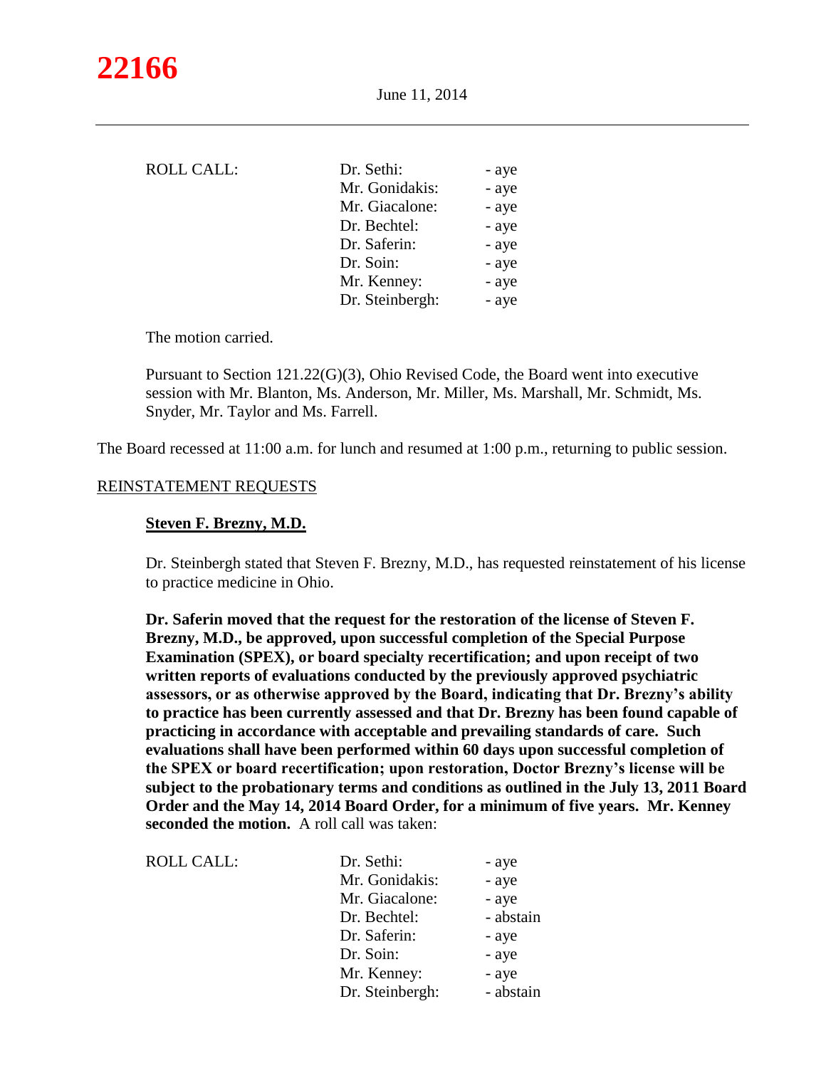ROLL CALL:

| | |
|---|---|
| Dr. Sethi: | - aye |
| Mr. Gonidakis: | - aye |
| Mr. Giacalone: | - aye |
| Dr. Bechtel: | - aye |
| Dr. Saferin: | - aye |
| Dr. Soin: | - aye |
| Mr. Kenney: | - aye |
| Dr. Steinbergh: | - aye |

The motion carried.

Pursuant to Section 121.22(G)(3), Ohio Revised Code, the Board went into executive session with Mr. Blanton, Ms. Anderson, Mr. Miller, Ms. Marshall, Mr. Schmidt, Ms. Snyder, Mr. Taylor and Ms. Farrell.

The Board recessed at 11:00 a.m. for lunch and resumed at 1:00 p.m., returning to public session.

## REINSTATEMENT REQUESTS

### Steven F. Brezny, M.D.

Dr. Steinbergh stated that Steven F. Brezny, M.D., has requested reinstatement of his license to practice medicine in Ohio.

**Dr. Saferin moved that the request for the restoration of the license of Steven F. Brezny, M.D., be approved, upon successful completion of the Special Purpose Examination (SPEX), or board specialty recertification; and upon receipt of two written reports of evaluations conducted by the previously approved psychiatric assessors, or as otherwise approved by the Board, indicating that Dr. Brezny's ability to practice has been currently assessed and that Dr. Brezny has been found capable of practicing in accordance with acceptable and prevailing standards of care. Such evaluations shall have been performed within 60 days upon successful completion of the SPEX or board recertification; upon restoration, Doctor Brezny's license will be subject to the probationary terms and conditions as outlined in the July 13, 2011 Board Order and the May 14, 2014 Board Order, for a minimum of five years. Mr. Kenney seconded the motion.** A roll call was taken:

ROLL CALL:

| | |
|---|---|
| Dr. Sethi: | - aye |
| Mr. Gonidakis: | - aye |
| Mr. Giacalone: | - aye |
| Dr. Bechtel: | - abstain |
| Dr. Saferin: | - aye |
| Dr. Soin: | - aye |
| Mr. Kenney: | - aye |
| Dr. Steinbergh: | - abstain |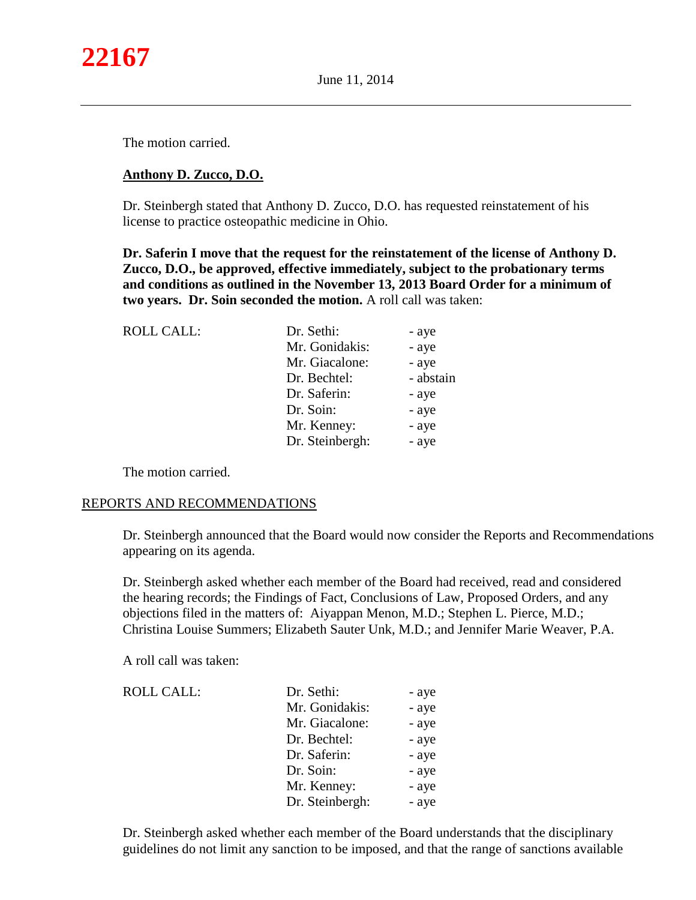The motion carried.

**Anthony D. Zucco, D.O.**

Dr. Steinbergh stated that Anthony D. Zucco, D.O. has requested reinstatement of his license to practice osteopathic medicine in Ohio.

**Dr. Saferin I move that the request for the reinstatement of the license of Anthony D. Zucco, D.O., be approved, effective immediately, subject to the probationary terms and conditions as outlined in the November 13, 2013 Board Order for a minimum of two years. Dr. Soin seconded the motion.** A roll call was taken:

| ROLL CALL: | | |
|---|---|---|
| | Dr. Sethi: | - aye |
| | Mr. Gonidakis: | - aye |
| | Mr. Giacalone: | - aye |
| | Dr. Bechtel: | - abstain |
| | Dr. Saferin: | - aye |
| | Dr. Soin: | - aye |
| | Mr. Kenney: | - aye |
| | Dr. Steinbergh: | - aye |

The motion carried.

## REPORTS AND RECOMMENDATIONS

Dr. Steinbergh announced that the Board would now consider the Reports and Recommendations appearing on its agenda.

Dr. Steinbergh asked whether each member of the Board had received, read and considered the hearing records; the Findings of Fact, Conclusions of Law, Proposed Orders, and any objections filed in the matters of: Aiyappan Menon, M.D.; Stephen L. Pierce, M.D.; Christina Louise Summers; Elizabeth Sauter Unk, M.D.; and Jennifer Marie Weaver, P.A.

A roll call was taken:

| ROLL CALL: | | |
|---|---|---|
| | Dr. Sethi: | - aye |
| | Mr. Gonidakis: | - aye |
| | Mr. Giacalone: | - aye |
| | Dr. Bechtel: | - aye |
| | Dr. Saferin: | - aye |
| | Dr. Soin: | - aye |
| | Mr. Kenney: | - aye |
| | Dr. Steinbergh: | - aye |

Dr. Steinbergh asked whether each member of the Board understands that the disciplinary guidelines do not limit any sanction to be imposed, and that the range of sanctions available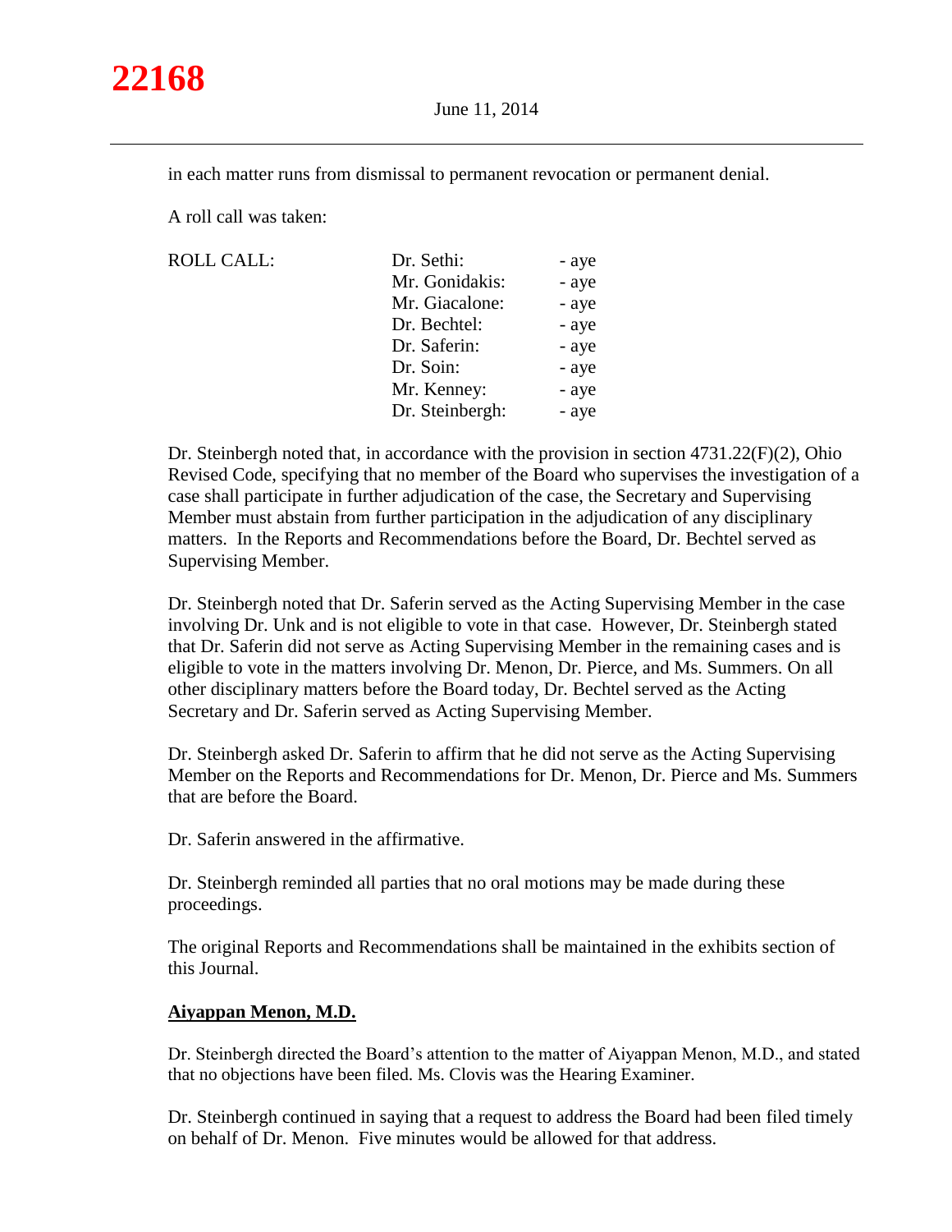in each matter runs from dismissal to permanent revocation or permanent denial.

A roll call was taken:

| ROLL CALL: | Dr. Sethi: | - aye |
|---|---|---|
| | Mr. Gonidakis: | - aye |
| | Mr. Giacalone: | - aye |
| | Dr. Bechtel: | - aye |
| | Dr. Saferin: | - aye |
| | Dr. Soin: | - aye |
| | Mr. Kenney: | - aye |
| | Dr. Steinbergh: | - aye |

Dr. Steinbergh noted that, in accordance with the provision in section 4731.22(F)(2), Ohio Revised Code, specifying that no member of the Board who supervises the investigation of a case shall participate in further adjudication of the case, the Secretary and Supervising Member must abstain from further participation in the adjudication of any disciplinary matters. In the Reports and Recommendations before the Board, Dr. Bechtel served as Supervising Member.

Dr. Steinbergh noted that Dr. Saferin served as the Acting Supervising Member in the case involving Dr. Unk and is not eligible to vote in that case. However, Dr. Steinbergh stated that Dr. Saferin did not serve as Acting Supervising Member in the remaining cases and is eligible to vote in the matters involving Dr. Menon, Dr. Pierce, and Ms. Summers. On all other disciplinary matters before the Board today, Dr. Bechtel served as the Acting Secretary and Dr. Saferin served as Acting Supervising Member.

Dr. Steinbergh asked Dr. Saferin to affirm that he did not serve as the Acting Supervising Member on the Reports and Recommendations for Dr. Menon, Dr. Pierce and Ms. Summers that are before the Board.

Dr. Saferin answered in the affirmative.

Dr. Steinbergh reminded all parties that no oral motions may be made during these proceedings.

The original Reports and Recommendations shall be maintained in the exhibits section of this Journal.

**Aiyappan Menon, M.D.**

Dr. Steinbergh directed the Board's attention to the matter of Aiyappan Menon, M.D., and stated that no objections have been filed. Ms. Clovis was the Hearing Examiner.

Dr. Steinbergh continued in saying that a request to address the Board had been filed timely on behalf of Dr. Menon. Five minutes would be allowed for that address.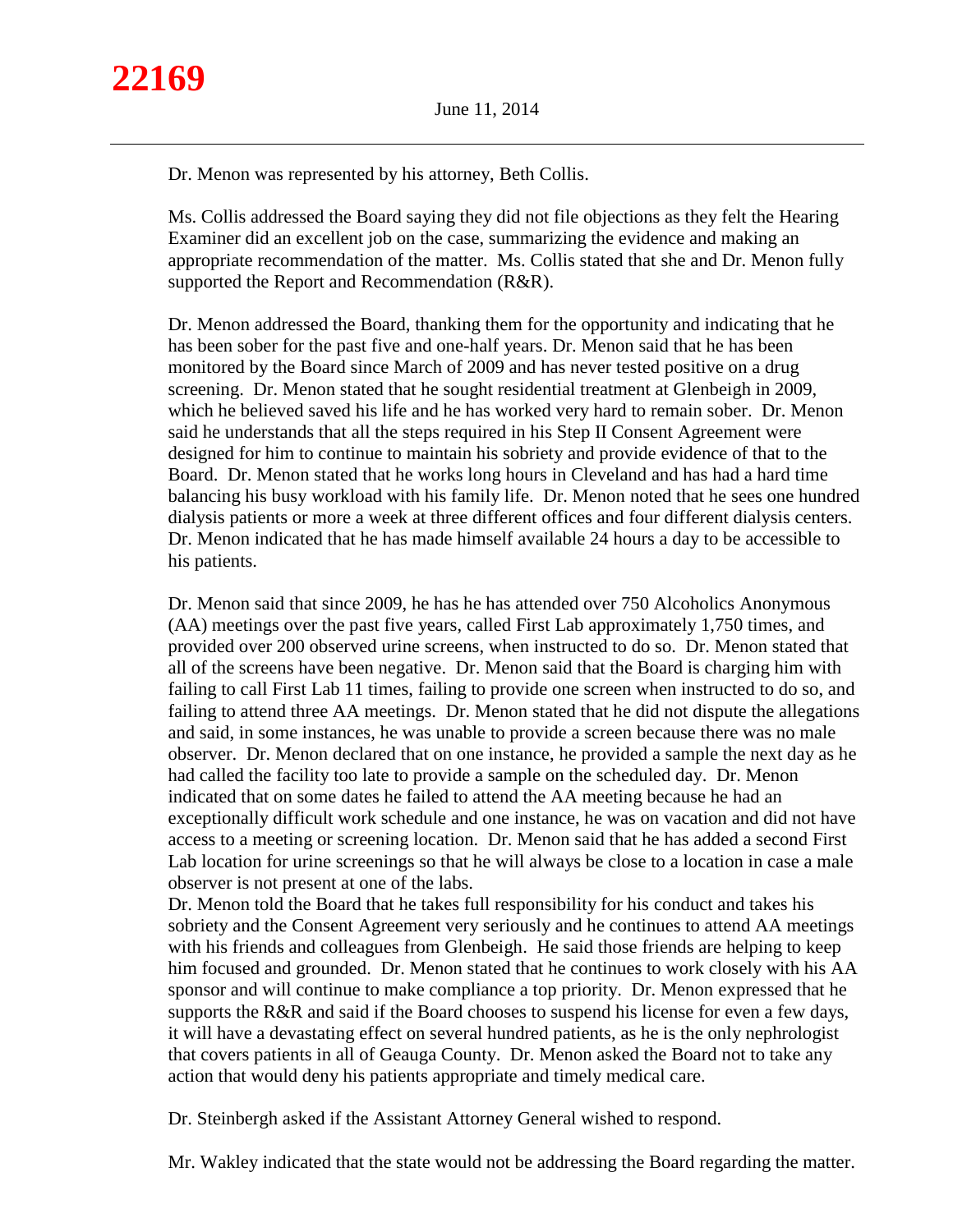Dr. Menon was represented by his attorney, Beth Collis.

Ms. Collis addressed the Board saying they did not file objections as they felt the Hearing Examiner did an excellent job on the case, summarizing the evidence and making an appropriate recommendation of the matter. Ms. Collis stated that she and Dr. Menon fully supported the Report and Recommendation (R&R).

Dr. Menon addressed the Board, thanking them for the opportunity and indicating that he has been sober for the past five and one-half years. Dr. Menon said that he has been monitored by the Board since March of 2009 and has never tested positive on a drug screening. Dr. Menon stated that he sought residential treatment at Glenbeigh in 2009, which he believed saved his life and he has worked very hard to remain sober. Dr. Menon said he understands that all the steps required in his Step II Consent Agreement were designed for him to continue to maintain his sobriety and provide evidence of that to the Board. Dr. Menon stated that he works long hours in Cleveland and has had a hard time balancing his busy workload with his family life. Dr. Menon noted that he sees one hundred dialysis patients or more a week at three different offices and four different dialysis centers. Dr. Menon indicated that he has made himself available 24 hours a day to be accessible to his patients.

Dr. Menon said that since 2009, he has he has attended over 750 Alcoholics Anonymous (AA) meetings over the past five years, called First Lab approximately 1,750 times, and provided over 200 observed urine screens, when instructed to do so. Dr. Menon stated that all of the screens have been negative. Dr. Menon said that the Board is charging him with failing to call First Lab 11 times, failing to provide one screen when instructed to do so, and failing to attend three AA meetings. Dr. Menon stated that he did not dispute the allegations and said, in some instances, he was unable to provide a screen because there was no male observer. Dr. Menon declared that on one instance, he provided a sample the next day as he had called the facility too late to provide a sample on the scheduled day. Dr. Menon indicated that on some dates he failed to attend the AA meeting because he had an exceptionally difficult work schedule and one instance, he was on vacation and did not have access to a meeting or screening location. Dr. Menon said that he has added a second First Lab location for urine screenings so that he will always be close to a location in case a male observer is not present at one of the labs.

Dr. Menon told the Board that he takes full responsibility for his conduct and takes his sobriety and the Consent Agreement very seriously and he continues to attend AA meetings with his friends and colleagues from Glenbeigh. He said those friends are helping to keep him focused and grounded. Dr. Menon stated that he continues to work closely with his AA sponsor and will continue to make compliance a top priority. Dr. Menon expressed that he supports the R&R and said if the Board chooses to suspend his license for even a few days, it will have a devastating effect on several hundred patients, as he is the only nephrologist that covers patients in all of Geauga County. Dr. Menon asked the Board not to take any action that would deny his patients appropriate and timely medical care.

Dr. Steinbergh asked if the Assistant Attorney General wished to respond.

Mr. Wakley indicated that the state would not be addressing the Board regarding the matter.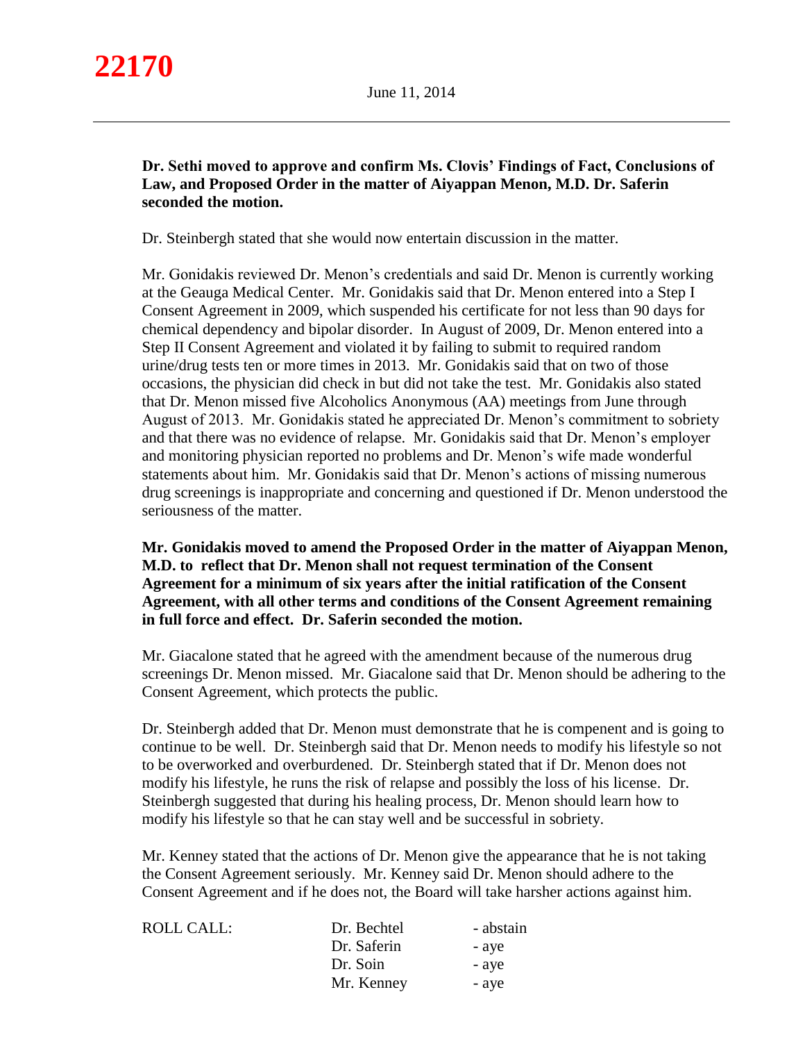**Dr. Sethi moved to approve and confirm Ms. Clovis' Findings of Fact, Conclusions of Law, and Proposed Order in the matter of Aiyappan Menon, M.D. Dr. Saferin seconded the motion.**

Dr. Steinbergh stated that she would now entertain discussion in the matter.

Mr. Gonidakis reviewed Dr. Menon's credentials and said Dr. Menon is currently working at the Geauga Medical Center. Mr. Gonidakis said that Dr. Menon entered into a Step I Consent Agreement in 2009, which suspended his certificate for not less than 90 days for chemical dependency and bipolar disorder. In August of 2009, Dr. Menon entered into a Step II Consent Agreement and violated it by failing to submit to required random urine/drug tests ten or more times in 2013. Mr. Gonidakis said that on two of those occasions, the physician did check in but did not take the test. Mr. Gonidakis also stated that Dr. Menon missed five Alcoholics Anonymous (AA) meetings from June through August of 2013. Mr. Gonidakis stated he appreciated Dr. Menon's commitment to sobriety and that there was no evidence of relapse. Mr. Gonidakis said that Dr. Menon's employer and monitoring physician reported no problems and Dr. Menon's wife made wonderful statements about him. Mr. Gonidakis said that Dr. Menon's actions of missing numerous drug screenings is inappropriate and concerning and questioned if Dr. Menon understood the seriousness of the matter.

**Mr. Gonidakis moved to amend the Proposed Order in the matter of Aiyappan Menon, M.D. to reflect that Dr. Menon shall not request termination of the Consent Agreement for a minimum of six years after the initial ratification of the Consent Agreement, with all other terms and conditions of the Consent Agreement remaining in full force and effect. Dr. Saferin seconded the motion.**

Mr. Giacalone stated that he agreed with the amendment because of the numerous drug screenings Dr. Menon missed. Mr. Giacalone said that Dr. Menon should be adhering to the Consent Agreement, which protects the public.

Dr. Steinbergh added that Dr. Menon must demonstrate that he is compenent and is going to continue to be well. Dr. Steinbergh said that Dr. Menon needs to modify his lifestyle so not to be overworked and overburdened. Dr. Steinbergh stated that if Dr. Menon does not modify his lifestyle, he runs the risk of relapse and possibly the loss of his license. Dr. Steinbergh suggested that during his healing process, Dr. Menon should learn how to modify his lifestyle so that he can stay well and be successful in sobriety.

Mr. Kenney stated that the actions of Dr. Menon give the appearance that he is not taking the Consent Agreement seriously. Mr. Kenney said Dr. Menon should adhere to the Consent Agreement and if he does not, the Board will take harsher actions against him.

| ROLL CALL: | Dr. Bechtel | - abstain |
|---|---|---|
| | Dr. Saferin | - aye |
| | Dr. Soin | - aye |
| | Mr. Kenney | - aye |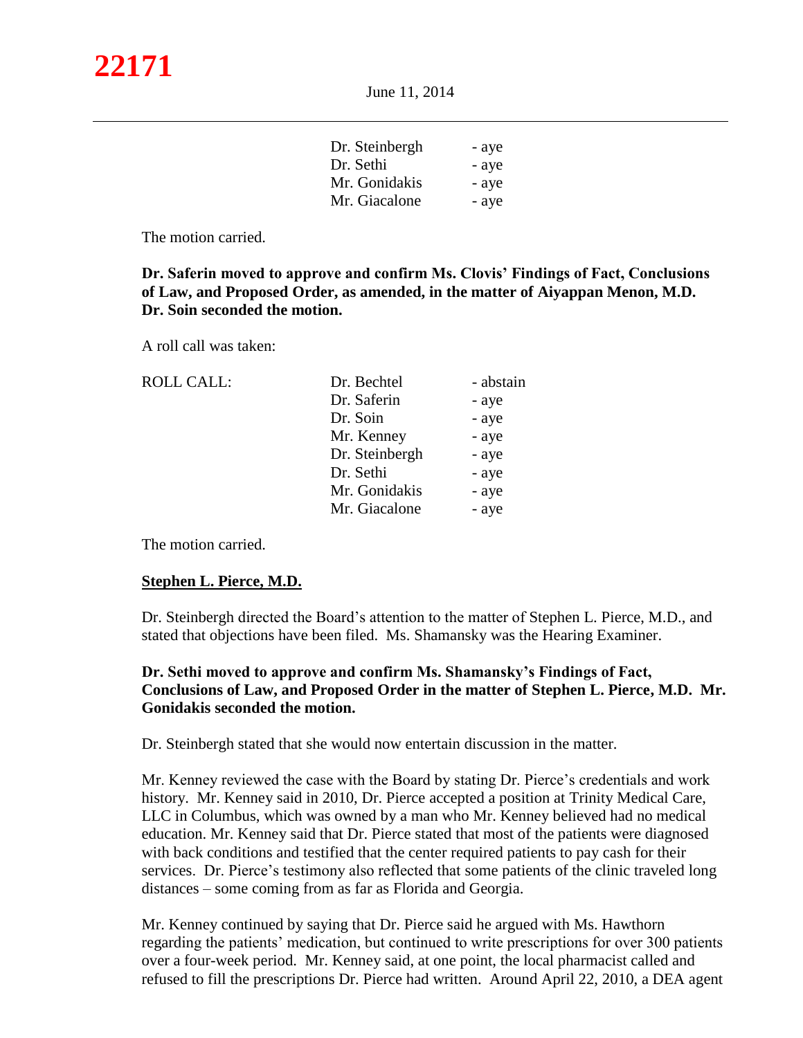| | |
|---|---|
| Dr. Steinbergh | - aye |
| Dr. Sethi | - aye |
| Mr. Gonidakis | - aye |
| Mr. Giacalone | - aye |

The motion carried.

**Dr. Saferin moved to approve and confirm Ms. Clovis' Findings of Fact, Conclusions of Law, and Proposed Order, as amended, in the matter of Aiyappan Menon, M.D. Dr. Soin seconded the motion.**

A roll call was taken:

| ROLL CALL: | | |
|---|---|---|
| | Dr. Bechtel | - abstain |
| | Dr. Saferin | - aye |
| | Dr. Soin | - aye |
| | Mr. Kenney | - aye |
| | Dr. Steinbergh | - aye |
| | Dr. Sethi | - aye |
| | Mr. Gonidakis | - aye |
| | Mr. Giacalone | - aye |

The motion carried.

**Stephen L. Pierce, M.D.**

Dr. Steinbergh directed the Board's attention to the matter of Stephen L. Pierce, M.D., and stated that objections have been filed. Ms. Shamansky was the Hearing Examiner.

**Dr. Sethi moved to approve and confirm Ms. Shamansky's Findings of Fact, Conclusions of Law, and Proposed Order in the matter of Stephen L. Pierce, M.D. Mr. Gonidakis seconded the motion.**

Dr. Steinbergh stated that she would now entertain discussion in the matter.

Mr. Kenney reviewed the case with the Board by stating Dr. Pierce's credentials and work history. Mr. Kenney said in 2010, Dr. Pierce accepted a position at Trinity Medical Care, LLC in Columbus, which was owned by a man who Mr. Kenney believed had no medical education. Mr. Kenney said that Dr. Pierce stated that most of the patients were diagnosed with back conditions and testified that the center required patients to pay cash for their services. Dr. Pierce's testimony also reflected that some patients of the clinic traveled long distances – some coming from as far as Florida and Georgia.

Mr. Kenney continued by saying that Dr. Pierce said he argued with Ms. Hawthorn regarding the patients' medication, but continued to write prescriptions for over 300 patients over a four-week period. Mr. Kenney said, at one point, the local pharmacist called and refused to fill the prescriptions Dr. Pierce had written. Around April 22, 2010, a DEA agent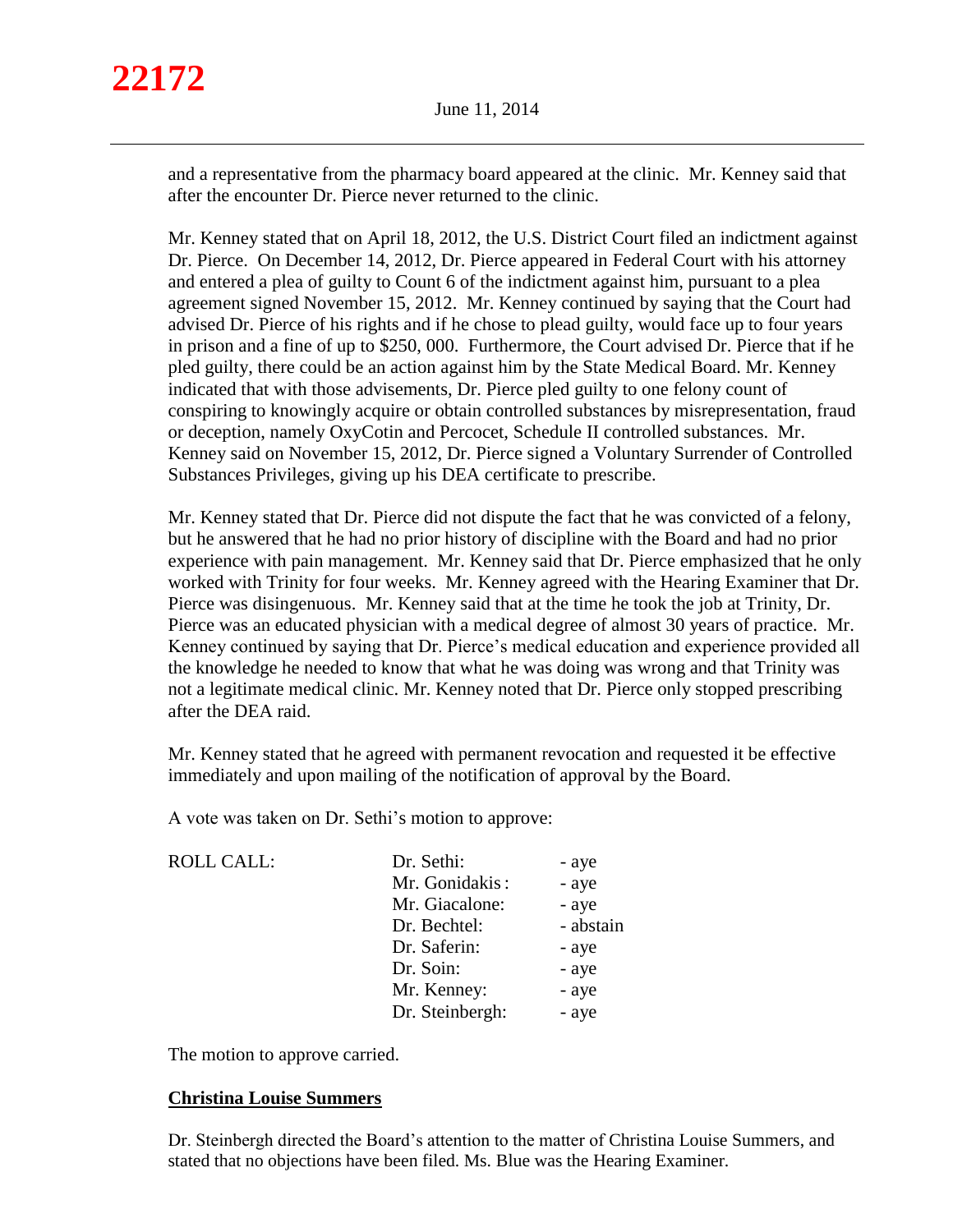and a representative from the pharmacy board appeared at the clinic. Mr. Kenney said that after the encounter Dr. Pierce never returned to the clinic.

Mr. Kenney stated that on April 18, 2012, the U.S. District Court filed an indictment against Dr. Pierce. On December 14, 2012, Dr. Pierce appeared in Federal Court with his attorney and entered a plea of guilty to Count 6 of the indictment against him, pursuant to a plea agreement signed November 15, 2012. Mr. Kenney continued by saying that the Court had advised Dr. Pierce of his rights and if he chose to plead guilty, would face up to four years in prison and a fine of up to $250, 000. Furthermore, the Court advised Dr. Pierce that if he pled guilty, there could be an action against him by the State Medical Board. Mr. Kenney indicated that with those advisements, Dr. Pierce pled guilty to one felony count of conspiring to knowingly acquire or obtain controlled substances by misrepresentation, fraud or deception, namely OxyCotin and Percocet, Schedule II controlled substances. Mr. Kenney said on November 15, 2012, Dr. Pierce signed a Voluntary Surrender of Controlled Substances Privileges, giving up his DEA certificate to prescribe.

Mr. Kenney stated that Dr. Pierce did not dispute the fact that he was convicted of a felony, but he answered that he had no prior history of discipline with the Board and had no prior experience with pain management. Mr. Kenney said that Dr. Pierce emphasized that he only worked with Trinity for four weeks. Mr. Kenney agreed with the Hearing Examiner that Dr. Pierce was disingenuous. Mr. Kenney said that at the time he took the job at Trinity, Dr. Pierce was an educated physician with a medical degree of almost 30 years of practice. Mr. Kenney continued by saying that Dr. Pierce's medical education and experience provided all the knowledge he needed to know that what he was doing was wrong and that Trinity was not a legitimate medical clinic. Mr. Kenney noted that Dr. Pierce only stopped prescribing after the DEA raid.

Mr. Kenney stated that he agreed with permanent revocation and requested it be effective immediately and upon mailing of the notification of approval by the Board.

A vote was taken on Dr. Sethi's motion to approve:

| ROLL CALL: | Dr. Sethi: | - aye |
|---|---|---|
| | Mr. Gonidakis: | - aye |
| | Mr. Giacalone: | - aye |
| | Dr. Bechtel: | - abstain |
| | Dr. Saferin: | - aye |
| | Dr. Soin: | - aye |
| | Mr. Kenney: | - aye |
| | Dr. Steinbergh: | - aye |

The motion to approve carried.

**Christina Louise Summers**

Dr. Steinbergh directed the Board's attention to the matter of Christina Louise Summers, and stated that no objections have been filed. Ms. Blue was the Hearing Examiner.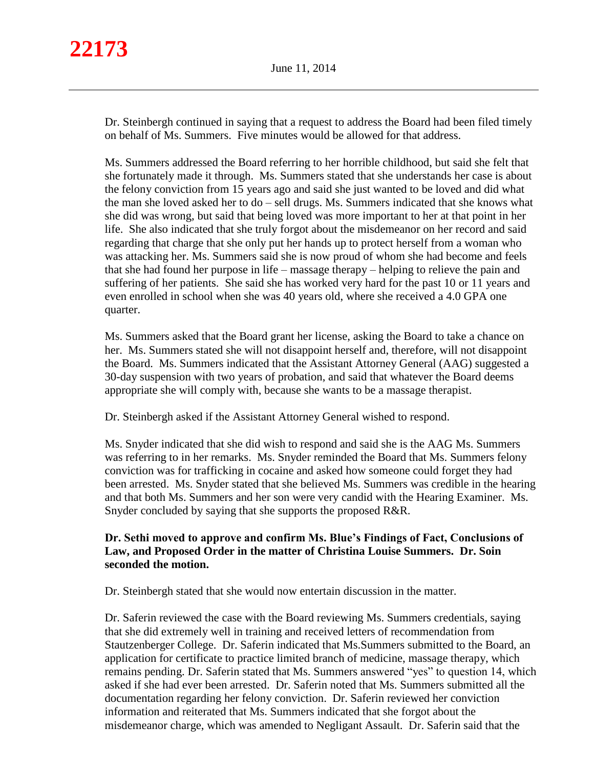Dr. Steinbergh continued in saying that a request to address the Board had been filed timely on behalf of Ms. Summers. Five minutes would be allowed for that address.

Ms. Summers addressed the Board referring to her horrible childhood, but said she felt that she fortunately made it through. Ms. Summers stated that she understands her case is about the felony conviction from 15 years ago and said she just wanted to be loved and did what the man she loved asked her to do – sell drugs. Ms. Summers indicated that she knows what she did was wrong, but said that being loved was more important to her at that point in her life. She also indicated that she truly forgot about the misdemeanor on her record and said regarding that charge that she only put her hands up to protect herself from a woman who was attacking her. Ms. Summers said she is now proud of whom she had become and feels that she had found her purpose in life – massage therapy – helping to relieve the pain and suffering of her patients. She said she has worked very hard for the past 10 or 11 years and even enrolled in school when she was 40 years old, where she received a 4.0 GPA one quarter.

Ms. Summers asked that the Board grant her license, asking the Board to take a chance on her. Ms. Summers stated she will not disappoint herself and, therefore, will not disappoint the Board. Ms. Summers indicated that the Assistant Attorney General (AAG) suggested a 30-day suspension with two years of probation, and said that whatever the Board deems appropriate she will comply with, because she wants to be a massage therapist.

Dr. Steinbergh asked if the Assistant Attorney General wished to respond.

Ms. Snyder indicated that she did wish to respond and said she is the AAG Ms. Summers was referring to in her remarks. Ms. Snyder reminded the Board that Ms. Summers felony conviction was for trafficking in cocaine and asked how someone could forget they had been arrested. Ms. Snyder stated that she believed Ms. Summers was credible in the hearing and that both Ms. Summers and her son were very candid with the Hearing Examiner. Ms. Snyder concluded by saying that she supports the proposed R&R.

**Dr. Sethi moved to approve and confirm Ms. Blue's Findings of Fact, Conclusions of Law, and Proposed Order in the matter of Christina Louise Summers. Dr. Soin seconded the motion.**

Dr. Steinbergh stated that she would now entertain discussion in the matter.

Dr. Saferin reviewed the case with the Board reviewing Ms. Summers credentials, saying that she did extremely well in training and received letters of recommendation from Stautzenberger College. Dr. Saferin indicated that Ms.Summers submitted to the Board, an application for certificate to practice limited branch of medicine, massage therapy, which remains pending. Dr. Saferin stated that Ms. Summers answered "yes" to question 14, which asked if she had ever been arrested. Dr. Saferin noted that Ms. Summers submitted all the documentation regarding her felony conviction. Dr. Saferin reviewed her conviction information and reiterated that Ms. Summers indicated that she forgot about the misdemeanor charge, which was amended to Negligant Assault. Dr. Saferin said that the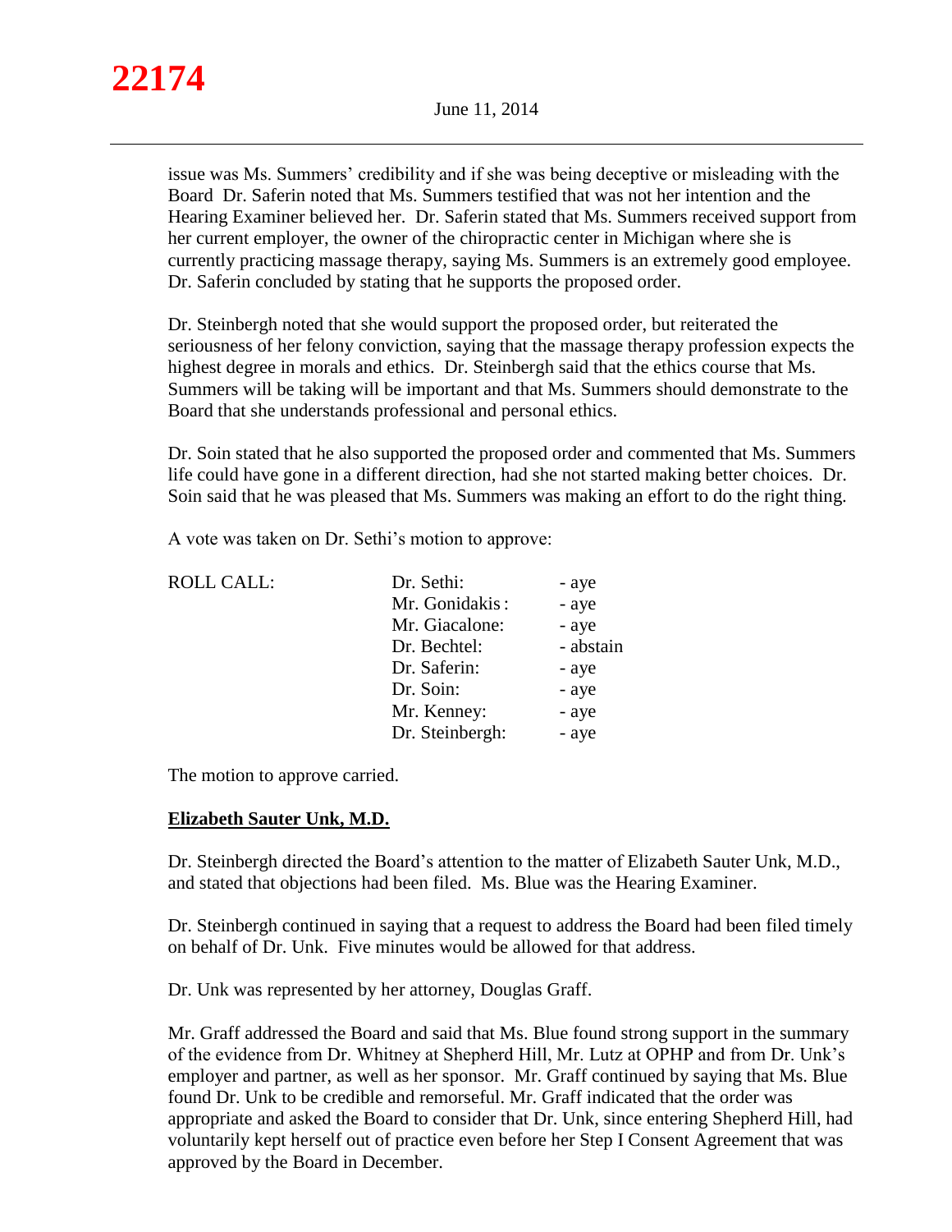issue was Ms. Summers' credibility and if she was being deceptive or misleading with the Board Dr. Saferin noted that Ms. Summers testified that was not her intention and the Hearing Examiner believed her. Dr. Saferin stated that Ms. Summers received support from her current employer, the owner of the chiropractic center in Michigan where she is currently practicing massage therapy, saying Ms. Summers is an extremely good employee. Dr. Saferin concluded by stating that he supports the proposed order.

Dr. Steinbergh noted that she would support the proposed order, but reiterated the seriousness of her felony conviction, saying that the massage therapy profession expects the highest degree in morals and ethics. Dr. Steinbergh said that the ethics course that Ms. Summers will be taking will be important and that Ms. Summers should demonstrate to the Board that she understands professional and personal ethics.

Dr. Soin stated that he also supported the proposed order and commented that Ms. Summers life could have gone in a different direction, had she not started making better choices. Dr. Soin said that he was pleased that Ms. Summers was making an effort to do the right thing.

A vote was taken on Dr. Sethi's motion to approve:

| ROLL CALL: | Dr. Sethi: | - aye |
|---|---|---|
| | Mr. Gonidakis: | - aye |
| | Mr. Giacalone: | - aye |
| | Dr. Bechtel: | - abstain |
| | Dr. Saferin: | - aye |
| | Dr. Soin: | - aye |
| | Mr. Kenney: | - aye |
| | Dr. Steinbergh: | - aye |

The motion to approve carried.

**Elizabeth Sauter Unk, M.D.**

Dr. Steinbergh directed the Board's attention to the matter of Elizabeth Sauter Unk, M.D., and stated that objections had been filed. Ms. Blue was the Hearing Examiner.

Dr. Steinbergh continued in saying that a request to address the Board had been filed timely on behalf of Dr. Unk. Five minutes would be allowed for that address.

Dr. Unk was represented by her attorney, Douglas Graff.

Mr. Graff addressed the Board and said that Ms. Blue found strong support in the summary of the evidence from Dr. Whitney at Shepherd Hill, Mr. Lutz at OPHP and from Dr. Unk's employer and partner, as well as her sponsor. Mr. Graff continued by saying that Ms. Blue found Dr. Unk to be credible and remorseful. Mr. Graff indicated that the order was appropriate and asked the Board to consider that Dr. Unk, since entering Shepherd Hill, had voluntarily kept herself out of practice even before her Step I Consent Agreement that was approved by the Board in December.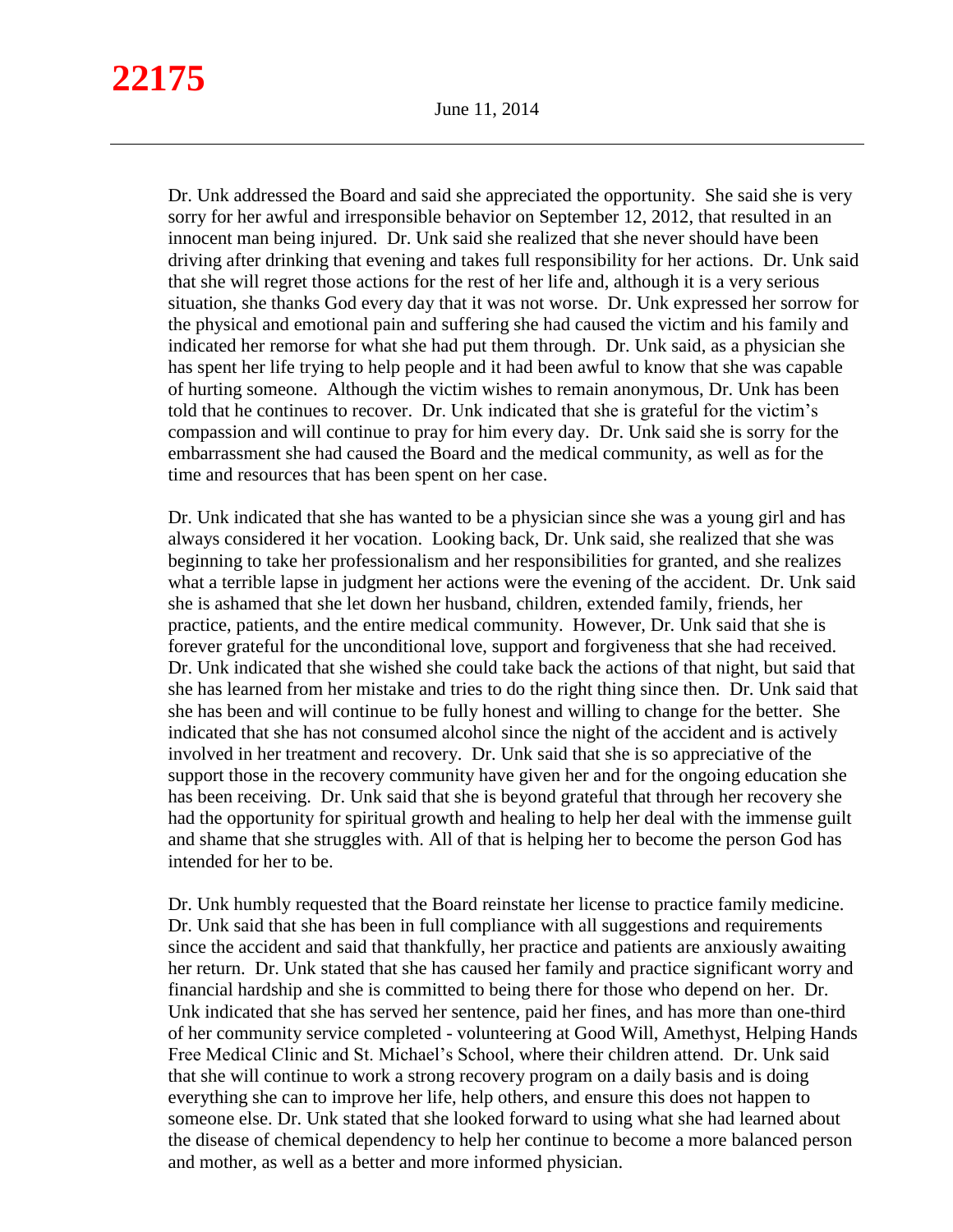Dr. Unk addressed the Board and said she appreciated the opportunity. She said she is very sorry for her awful and irresponsible behavior on September 12, 2012, that resulted in an innocent man being injured. Dr. Unk said she realized that she never should have been driving after drinking that evening and takes full responsibility for her actions. Dr. Unk said that she will regret those actions for the rest of her life and, although it is a very serious situation, she thanks God every day that it was not worse. Dr. Unk expressed her sorrow for the physical and emotional pain and suffering she had caused the victim and his family and indicated her remorse for what she had put them through. Dr. Unk said, as a physician she has spent her life trying to help people and it had been awful to know that she was capable of hurting someone. Although the victim wishes to remain anonymous, Dr. Unk has been told that he continues to recover. Dr. Unk indicated that she is grateful for the victim's compassion and will continue to pray for him every day. Dr. Unk said she is sorry for the embarrassment she had caused the Board and the medical community, as well as for the time and resources that has been spent on her case.

Dr. Unk indicated that she has wanted to be a physician since she was a young girl and has always considered it her vocation. Looking back, Dr. Unk said, she realized that she was beginning to take her professionalism and her responsibilities for granted, and she realizes what a terrible lapse in judgment her actions were the evening of the accident. Dr. Unk said she is ashamed that she let down her husband, children, extended family, friends, her practice, patients, and the entire medical community. However, Dr. Unk said that she is forever grateful for the unconditional love, support and forgiveness that she had received. Dr. Unk indicated that she wished she could take back the actions of that night, but said that she has learned from her mistake and tries to do the right thing since then. Dr. Unk said that she has been and will continue to be fully honest and willing to change for the better. She indicated that she has not consumed alcohol since the night of the accident and is actively involved in her treatment and recovery. Dr. Unk said that she is so appreciative of the support those in the recovery community have given her and for the ongoing education she has been receiving. Dr. Unk said that she is beyond grateful that through her recovery she had the opportunity for spiritual growth and healing to help her deal with the immense guilt and shame that she struggles with. All of that is helping her to become the person God has intended for her to be.

Dr. Unk humbly requested that the Board reinstate her license to practice family medicine. Dr. Unk said that she has been in full compliance with all suggestions and requirements since the accident and said that thankfully, her practice and patients are anxiously awaiting her return. Dr. Unk stated that she has caused her family and practice significant worry and financial hardship and she is committed to being there for those who depend on her. Dr. Unk indicated that she has served her sentence, paid her fines, and has more than one-third of her community service completed - volunteering at Good Will, Amethyst, Helping Hands Free Medical Clinic and St. Michael's School, where their children attend. Dr. Unk said that she will continue to work a strong recovery program on a daily basis and is doing everything she can to improve her life, help others, and ensure this does not happen to someone else. Dr. Unk stated that she looked forward to using what she had learned about the disease of chemical dependency to help her continue to become a more balanced person and mother, as well as a better and more informed physician.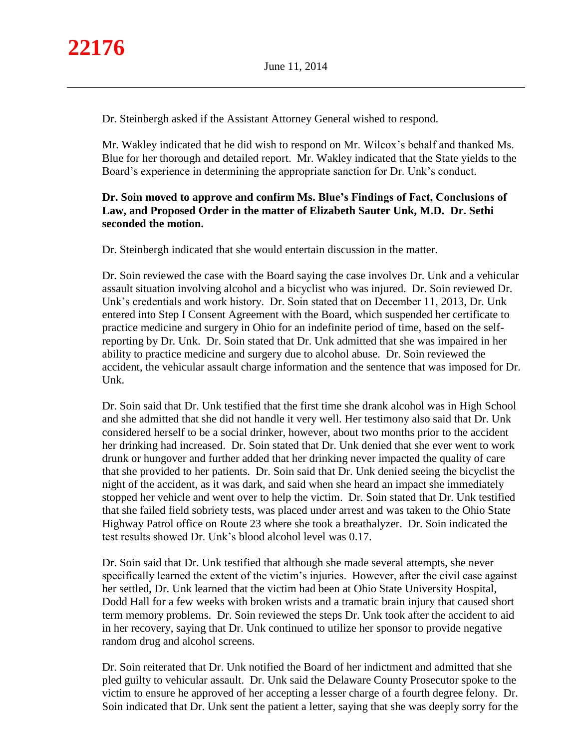Dr. Steinbergh asked if the Assistant Attorney General wished to respond.

Mr. Wakley indicated that he did wish to respond on Mr. Wilcox's behalf and thanked Ms. Blue for her thorough and detailed report. Mr. Wakley indicated that the State yields to the Board's experience in determining the appropriate sanction for Dr. Unk's conduct.

**Dr. Soin moved to approve and confirm Ms. Blue's Findings of Fact, Conclusions of Law, and Proposed Order in the matter of Elizabeth Sauter Unk, M.D. Dr. Sethi seconded the motion.**

Dr. Steinbergh indicated that she would entertain discussion in the matter.

Dr. Soin reviewed the case with the Board saying the case involves Dr. Unk and a vehicular assault situation involving alcohol and a bicyclist who was injured. Dr. Soin reviewed Dr. Unk's credentials and work history. Dr. Soin stated that on December 11, 2013, Dr. Unk entered into Step I Consent Agreement with the Board, which suspended her certificate to practice medicine and surgery in Ohio for an indefinite period of time, based on the self-reporting by Dr. Unk. Dr. Soin stated that Dr. Unk admitted that she was impaired in her ability to practice medicine and surgery due to alcohol abuse. Dr. Soin reviewed the accident, the vehicular assault charge information and the sentence that was imposed for Dr. Unk.

Dr. Soin said that Dr. Unk testified that the first time she drank alcohol was in High School and she admitted that she did not handle it very well. Her testimony also said that Dr. Unk considered herself to be a social drinker, however, about two months prior to the accident her drinking had increased. Dr. Soin stated that Dr. Unk denied that she ever went to work drunk or hungover and further added that her drinking never impacted the quality of care that she provided to her patients. Dr. Soin said that Dr. Unk denied seeing the bicyclist the night of the accident, as it was dark, and said when she heard an impact she immediately stopped her vehicle and went over to help the victim. Dr. Soin stated that Dr. Unk testified that she failed field sobriety tests, was placed under arrest and was taken to the Ohio State Highway Patrol office on Route 23 where she took a breathalyzer. Dr. Soin indicated the test results showed Dr. Unk's blood alcohol level was 0.17.

Dr. Soin said that Dr. Unk testified that although she made several attempts, she never specifically learned the extent of the victim's injuries. However, after the civil case against her settled, Dr. Unk learned that the victim had been at Ohio State University Hospital, Dodd Hall for a few weeks with broken wrists and a tramatic brain injury that caused short term memory problems. Dr. Soin reviewed the steps Dr. Unk took after the accident to aid in her recovery, saying that Dr. Unk continued to utilize her sponsor to provide negative random drug and alcohol screens.

Dr. Soin reiterated that Dr. Unk notified the Board of her indictment and admitted that she pled guilty to vehicular assault. Dr. Unk said the Delaware County Prosecutor spoke to the victim to ensure he approved of her accepting a lesser charge of a fourth degree felony. Dr. Soin indicated that Dr. Unk sent the patient a letter, saying that she was deeply sorry for the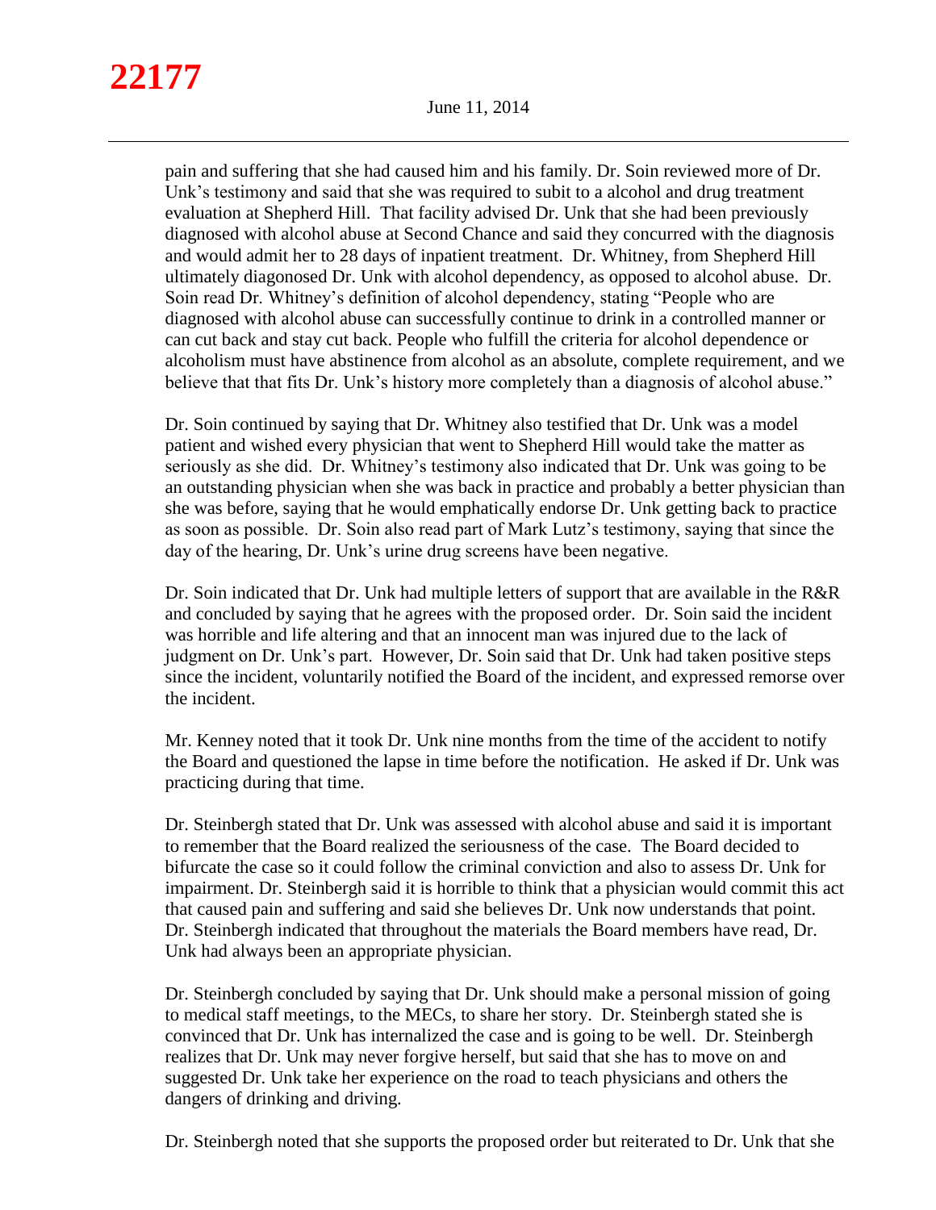pain and suffering that she had caused him and his family. Dr. Soin reviewed more of Dr. Unk's testimony and said that she was required to subit to a alcohol and drug treatment evaluation at Shepherd Hill. That facility advised Dr. Unk that she had been previously diagnosed with alcohol abuse at Second Chance and said they concurred with the diagnosis and would admit her to 28 days of inpatient treatment. Dr. Whitney, from Shepherd Hill ultimately diagonosed Dr. Unk with alcohol dependency, as opposed to alcohol abuse. Dr. Soin read Dr. Whitney's definition of alcohol dependency, stating "People who are diagnosed with alcohol abuse can successfully continue to drink in a controlled manner or can cut back and stay cut back. People who fulfill the criteria for alcohol dependence or alcoholism must have abstinence from alcohol as an absolute, complete requirement, and we believe that that fits Dr. Unk's history more completely than a diagnosis of alcohol abuse."

Dr. Soin continued by saying that Dr. Whitney also testified that Dr. Unk was a model patient and wished every physician that went to Shepherd Hill would take the matter as seriously as she did. Dr. Whitney's testimony also indicated that Dr. Unk was going to be an outstanding physician when she was back in practice and probably a better physician than she was before, saying that he would emphatically endorse Dr. Unk getting back to practice as soon as possible. Dr. Soin also read part of Mark Lutz's testimony, saying that since the day of the hearing, Dr. Unk's urine drug screens have been negative.

Dr. Soin indicated that Dr. Unk had multiple letters of support that are available in the R&R and concluded by saying that he agrees with the proposed order. Dr. Soin said the incident was horrible and life altering and that an innocent man was injured due to the lack of judgment on Dr. Unk's part. However, Dr. Soin said that Dr. Unk had taken positive steps since the incident, voluntarily notified the Board of the incident, and expressed remorse over the incident.

Mr. Kenney noted that it took Dr. Unk nine months from the time of the accident to notify the Board and questioned the lapse in time before the notification. He asked if Dr. Unk was practicing during that time.

Dr. Steinbergh stated that Dr. Unk was assessed with alcohol abuse and said it is important to remember that the Board realized the seriousness of the case. The Board decided to bifurcate the case so it could follow the criminal conviction and also to assess Dr. Unk for impairment. Dr. Steinbergh said it is horrible to think that a physician would commit this act that caused pain and suffering and said she believes Dr. Unk now understands that point. Dr. Steinbergh indicated that throughout the materials the Board members have read, Dr. Unk had always been an appropriate physician.

Dr. Steinbergh concluded by saying that Dr. Unk should make a personal mission of going to medical staff meetings, to the MECs, to share her story. Dr. Steinbergh stated she is convinced that Dr. Unk has internalized the case and is going to be well. Dr. Steinbergh realizes that Dr. Unk may never forgive herself, but said that she has to move on and suggested Dr. Unk take her experience on the road to teach physicians and others the dangers of drinking and driving.

Dr. Steinbergh noted that she supports the proposed order but reiterated to Dr. Unk that she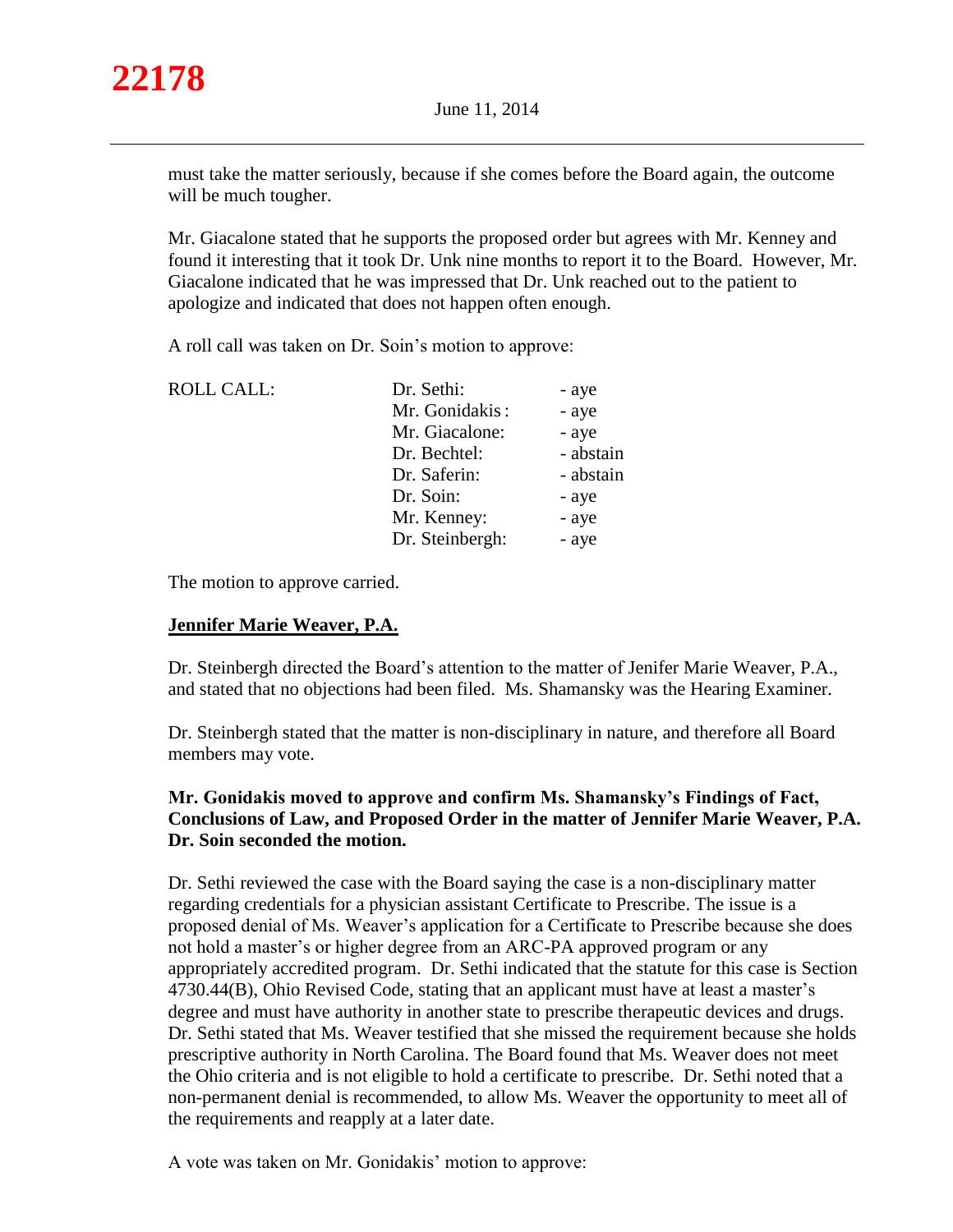must take the matter seriously, because if she comes before the Board again, the outcome will be much tougher.

Mr. Giacalone stated that he supports the proposed order but agrees with Mr. Kenney and found it interesting that it took Dr. Unk nine months to report it to the Board. However, Mr. Giacalone indicated that he was impressed that Dr. Unk reached out to the patient to apologize and indicated that does not happen often enough.

A roll call was taken on Dr. Soin's motion to approve:

| ROLL CALL: | | |
|---|---|---|
| | Dr. Sethi: | - aye |
| | Mr. Gonidakis : | - aye |
| | Mr. Giacalone: | - aye |
| | Dr. Bechtel: | - abstain |
| | Dr. Saferin: | - abstain |
| | Dr. Soin: | - aye |
| | Mr. Kenney: | - aye |
| | Dr. Steinbergh: | - aye |

The motion to approve carried.

**Jennifer Marie Weaver, P.A.**

Dr. Steinbergh directed the Board's attention to the matter of Jenifer Marie Weaver, P.A., and stated that no objections had been filed. Ms. Shamansky was the Hearing Examiner.

Dr. Steinbergh stated that the matter is non-disciplinary in nature, and therefore all Board members may vote.

**Mr. Gonidakis moved to approve and confirm Ms. Shamansky's Findings of Fact, Conclusions of Law, and Proposed Order in the matter of Jennifer Marie Weaver, P.A. Dr. Soin seconded the motion.**

Dr. Sethi reviewed the case with the Board saying the case is a non-disciplinary matter regarding credentials for a physician assistant Certificate to Prescribe. The issue is a proposed denial of Ms. Weaver's application for a Certificate to Prescribe because she does not hold a master's or higher degree from an ARC-PA approved program or any appropriately accredited program. Dr. Sethi indicated that the statute for this case is Section 4730.44(B), Ohio Revised Code, stating that an applicant must have at least a master's degree and must have authority in another state to prescribe therapeutic devices and drugs. Dr. Sethi stated that Ms. Weaver testified that she missed the requirement because she holds prescriptive authority in North Carolina. The Board found that Ms. Weaver does not meet the Ohio criteria and is not eligible to hold a certificate to prescribe. Dr. Sethi noted that a non-permanent denial is recommended, to allow Ms. Weaver the opportunity to meet all of the requirements and reapply at a later date.

A vote was taken on Mr. Gonidakis' motion to approve: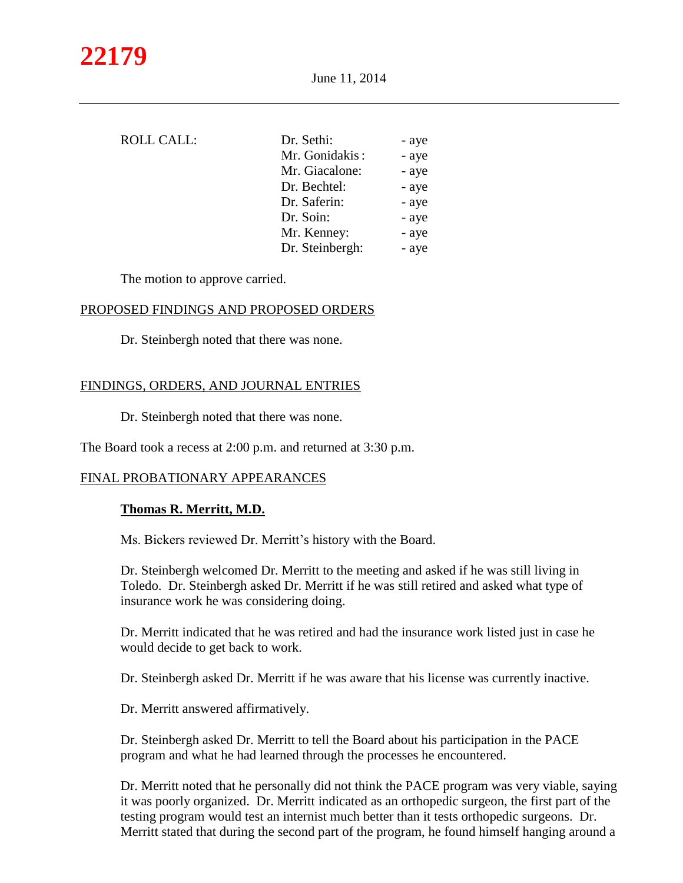ROLL CALL:

| | |
|---|---|
| Dr. Sethi: | - aye |
| Mr. Gonidakis: | - aye |
| Mr. Giacalone: | - aye |
| Dr. Bechtel: | - aye |
| Dr. Saferin: | - aye |
| Dr. Soin: | - aye |
| Mr. Kenney: | - aye |
| Dr. Steinbergh: | - aye |

The motion to approve carried.

## PROPOSED FINDINGS AND PROPOSED ORDERS

Dr. Steinbergh noted that there was none.

## FINDINGS, ORDERS, AND JOURNAL ENTRIES

Dr. Steinbergh noted that there was none.

The Board took a recess at 2:00 p.m. and returned at 3:30 p.m.

## FINAL PROBATIONARY APPEARANCES

### Thomas R. Merritt, M.D.

Ms. Bickers reviewed Dr. Merritt's history with the Board.

Dr. Steinbergh welcomed Dr. Merritt to the meeting and asked if he was still living in Toledo. Dr. Steinbergh asked Dr. Merritt if he was still retired and asked what type of insurance work he was considering doing.

Dr. Merritt indicated that he was retired and had the insurance work listed just in case he would decide to get back to work.

Dr. Steinbergh asked Dr. Merritt if he was aware that his license was currently inactive.

Dr. Merritt answered affirmatively.

Dr. Steinbergh asked Dr. Merritt to tell the Board about his participation in the PACE program and what he had learned through the processes he encountered.

Dr. Merritt noted that he personally did not think the PACE program was very viable, saying it was poorly organized. Dr. Merritt indicated as an orthopedic surgeon, the first part of the testing program would test an internist much better than it tests orthopedic surgeons. Dr. Merritt stated that during the second part of the program, he found himself hanging around a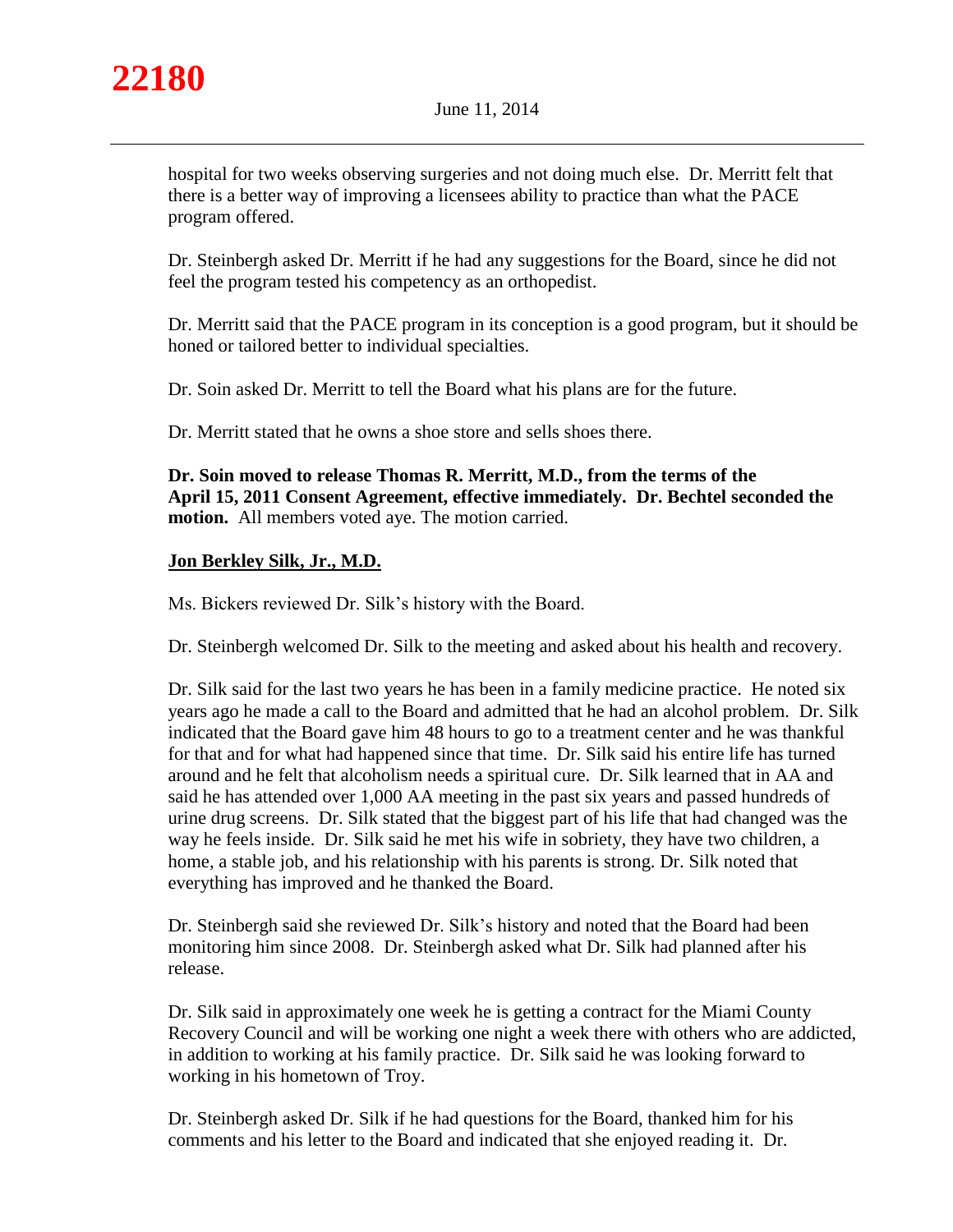hospital for two weeks observing surgeries and not doing much else. Dr. Merritt felt that there is a better way of improving a licensees ability to practice than what the PACE program offered.

Dr. Steinbergh asked Dr. Merritt if he had any suggestions for the Board, since he did not feel the program tested his competency as an orthopedist.

Dr. Merritt said that the PACE program in its conception is a good program, but it should be honed or tailored better to individual specialties.

Dr. Soin asked Dr. Merritt to tell the Board what his plans are for the future.

Dr. Merritt stated that he owns a shoe store and sells shoes there.

**Dr. Soin moved to release Thomas R. Merritt, M.D., from the terms of the April 15, 2011 Consent Agreement, effective immediately. Dr. Bechtel seconded the motion.** All members voted aye. The motion carried.

**Jon Berkley Silk, Jr., M.D.**

Ms. Bickers reviewed Dr. Silk's history with the Board.

Dr. Steinbergh welcomed Dr. Silk to the meeting and asked about his health and recovery.

Dr. Silk said for the last two years he has been in a family medicine practice. He noted six years ago he made a call to the Board and admitted that he had an alcohol problem. Dr. Silk indicated that the Board gave him 48 hours to go to a treatment center and he was thankful for that and for what had happened since that time. Dr. Silk said his entire life has turned around and he felt that alcoholism needs a spiritual cure. Dr. Silk learned that in AA and said he has attended over 1,000 AA meeting in the past six years and passed hundreds of urine drug screens. Dr. Silk stated that the biggest part of his life that had changed was the way he feels inside. Dr. Silk said he met his wife in sobriety, they have two children, a home, a stable job, and his relationship with his parents is strong. Dr. Silk noted that everything has improved and he thanked the Board.

Dr. Steinbergh said she reviewed Dr. Silk's history and noted that the Board had been monitoring him since 2008. Dr. Steinbergh asked what Dr. Silk had planned after his release.

Dr. Silk said in approximately one week he is getting a contract for the Miami County Recovery Council and will be working one night a week there with others who are addicted, in addition to working at his family practice. Dr. Silk said he was looking forward to working in his hometown of Troy.

Dr. Steinbergh asked Dr. Silk if he had questions for the Board, thanked him for his comments and his letter to the Board and indicated that she enjoyed reading it. Dr.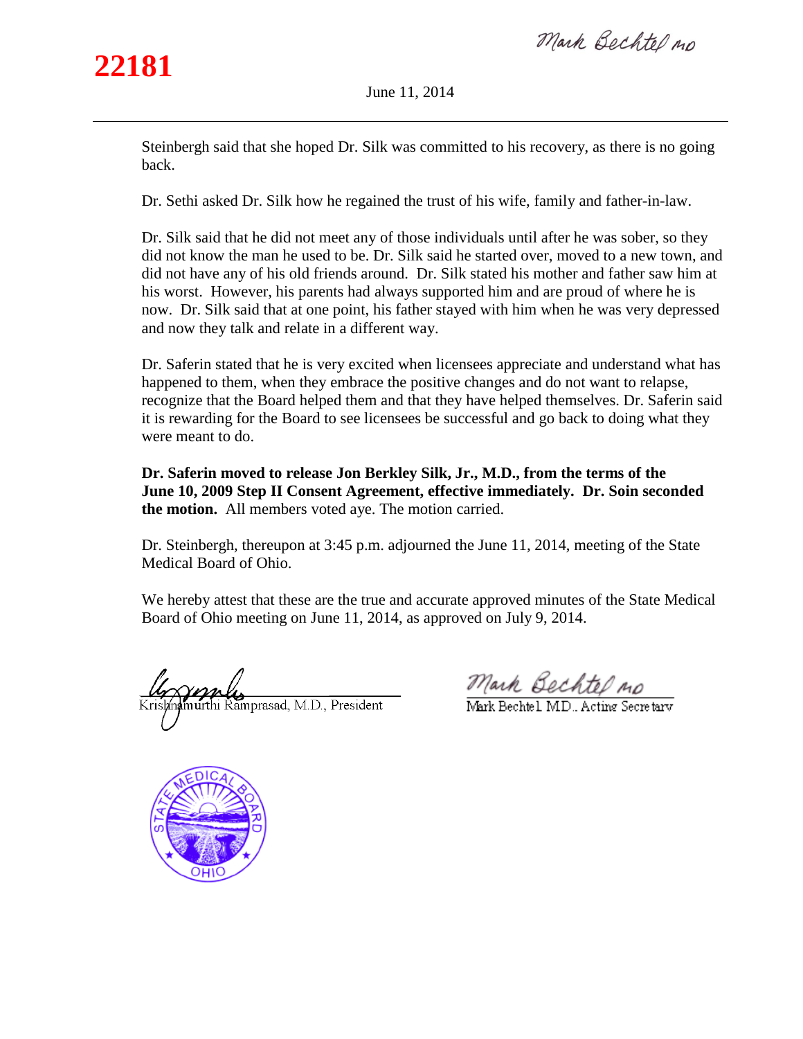Steinbergh said that she hoped Dr. Silk was committed to his recovery, as there is no going back.

Dr. Sethi asked Dr. Silk how he regained the trust of his wife, family and father-in-law.

Dr. Silk said that he did not meet any of those individuals until after he was sober, so they did not know the man he used to be. Dr. Silk said he started over, moved to a new town, and did not have any of his old friends around. Dr. Silk stated his mother and father saw him at his worst. However, his parents had always supported him and are proud of where he is now. Dr. Silk said that at one point, his father stayed with him when he was very depressed and now they talk and relate in a different way.

Dr. Saferin stated that he is very excited when licensees appreciate and understand what has happened to them, when they embrace the positive changes and do not want to relapse, recognize that the Board helped them and that they have helped themselves. Dr. Saferin said it is rewarding for the Board to see licensees be successful and go back to doing what they were meant to do.

**Dr. Saferin moved to release Jon Berkley Silk, Jr., M.D., from the terms of the June 10, 2009 Step II Consent Agreement, effective immediately. Dr. Soin seconded the motion.** All members voted aye. The motion carried.

Dr. Steinbergh, thereupon at 3:45 p.m. adjourned the June 11, 2014, meeting of the State Medical Board of Ohio.

We hereby attest that these are the true and accurate approved minutes of the State Medical Board of Ohio meeting on June 11, 2014, as approved on July 9, 2014.

Krishnamurthi Ramprasad, M.D., President

Mark Bechtel, M.D., Acting Secretary